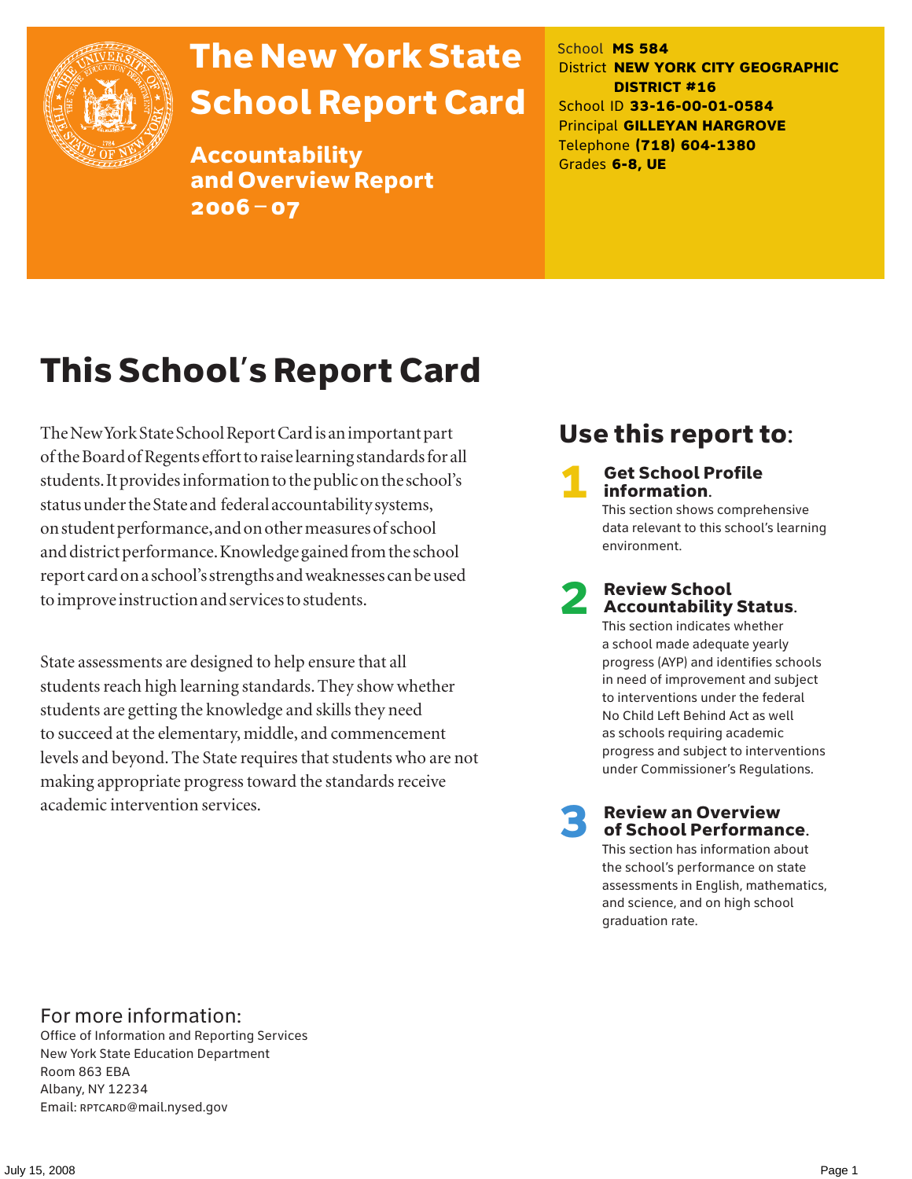# The New York State School Report Card

**Accountability and Overview Report 2006 – 07**

School **MS 584**
District **NEW YORK CITY GEOGRAPHIC DISTRICT #16**
School ID **33-16-00-01-0584**
Principal **GILLEYAN HARGROVE**
Telephone **(718) 604-1380**
Grades **6-8, UE**

## This School's Report Card

The New York State School Report Card is an important part of the Board of Regents effort to raise learning standards for all students. It provides information to the public on the school's status under the State and federal accountability systems, on student performance, and on other measures of school and district performance. Knowledge gained from the school report card on a school's strengths and weaknesses can be used to improve instruction and services to students.

State assessments are designed to help ensure that all students reach high learning standards. They show whether students are getting the knowledge and skills they need to succeed at the elementary, middle, and commencement levels and beyond. The State requires that students who are not making appropriate progress toward the standards receive academic intervention services.

## Use this report to:

**1 Get School Profile information.**
This section shows comprehensive data relevant to this school's learning environment.

**2 Review School Accountability Status.**
This section indicates whether a school made adequate yearly progress (AYP) and identifies schools in need of improvement and subject to interventions under the federal No Child Left Behind Act as well as schools requiring academic progress and subject to interventions under Commissioner's Regulations.

**3 Review an Overview of School Performance.**
This section has information about the school's performance on state assessments in English, mathematics, and science, and on high school graduation rate.

For more information:
Office of Information and Reporting Services
New York State Education Department
Room 863 EBA
Albany, NY 12234
Email: RPTCARD@mail.nysed.gov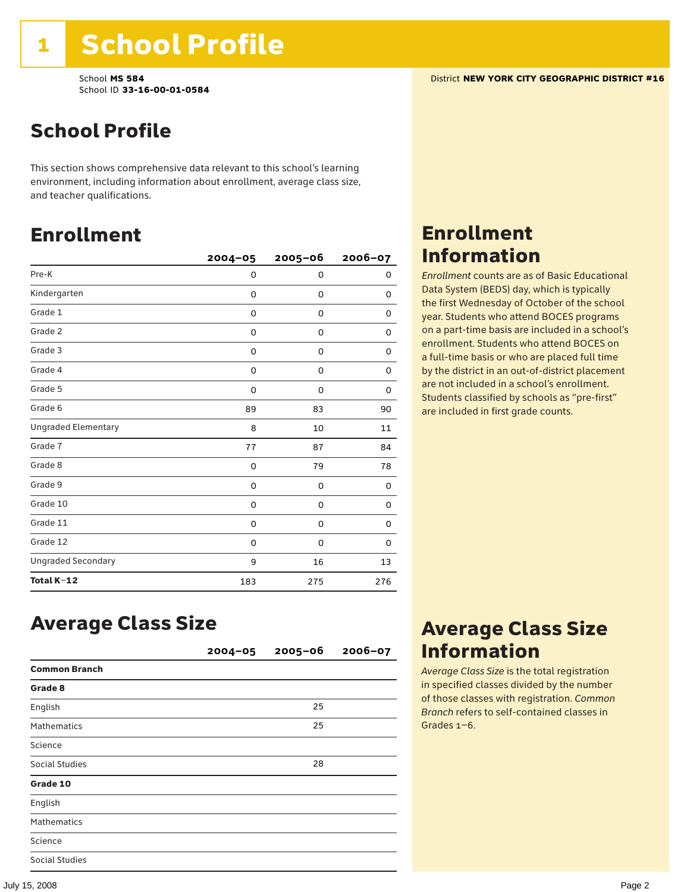# 1 School Profile

School **MS 584**
School ID **33-16-00-01-0584**

District **NEW YORK CITY GEOGRAPHIC DISTRICT #16**

## School Profile

This section shows comprehensive data relevant to this school's learning environment, including information about enrollment, average class size, and teacher qualifications.

## Enrollment

| | 2004–05 | 2005–06 | 2006–07 |
|---|---|---|---|
| Pre-K | 0 | 0 | 0 |
| Kindergarten | 0 | 0 | 0 |
| Grade 1 | 0 | 0 | 0 |
| Grade 2 | 0 | 0 | 0 |
| Grade 3 | 0 | 0 | 0 |
| Grade 4 | 0 | 0 | 0 |
| Grade 5 | 0 | 0 | 0 |
| Grade 6 | 89 | 83 | 90 |
| Ungraded Elementary | 8 | 10 | 11 |
| Grade 7 | 77 | 87 | 84 |
| Grade 8 | 0 | 79 | 78 |
| Grade 9 | 0 | 0 | 0 |
| Grade 10 | 0 | 0 | 0 |
| Grade 11 | 0 | 0 | 0 |
| Grade 12 | 0 | 0 | 0 |
| Ungraded Secondary | 9 | 16 | 13 |
| **Total K–12** | 183 | 275 | 276 |

## Enrollment Information

*Enrollment* counts are as of Basic Educational Data System (BEDS) day, which is typically the first Wednesday of October of the school year. Students who attend BOCES programs on a part-time basis are included in a school's enrollment. Students who attend BOCES on a full-time basis or who are placed full time by the district in an out-of-district placement are not included in a school's enrollment. Students classified by schools as "pre-first" are included in first grade counts.

## Average Class Size

| | 2004–05 | 2005–06 | 2006–07 |
|---|---|---|---|
| **Common Branch** | | | |
| **Grade 8** | | | |
| English | | 25 | |
| Mathematics | | 25 | |
| Science | | | |
| Social Studies | | 28 | |
| **Grade 10** | | | |
| English | | | |
| Mathematics | | | |
| Science | | | |
| Social Studies | | | |

## Average Class Size Information

*Average Class Size* is the total registration in specified classes divided by the number of those classes with registration. *Common Branch* refers to self-contained classes in Grades 1–6.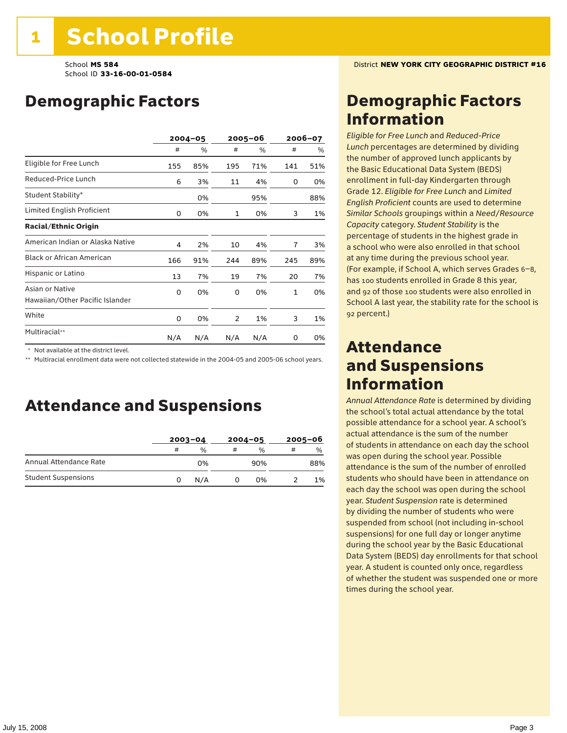# 1 School Profile

School **MS 584**
School ID **33-16-00-01-0584**

District **NEW YORK CITY GEOGRAPHIC DISTRICT #16**

## Demographic Factors

| | 2004–05 | | 2005–06 | | 2006–07 | |
|---|---|---|---|---|---|---|
| | # | % | # | % | # | % |
| Eligible for Free Lunch | 155 | 85% | 195 | 71% | 141 | 51% |
| Reduced-Price Lunch | 6 | 3% | 11 | 4% | 0 | 0% |
| Student Stability* | | 0% | | 95% | | 88% |
| Limited English Proficient | 0 | 0% | 1 | 0% | 3 | 1% |
| **Racial/Ethnic Origin** | | | | | | |
| American Indian or Alaska Native | 4 | 2% | 10 | 4% | 7 | 3% |
| Black or African American | 166 | 91% | 244 | 89% | 245 | 89% |
| Hispanic or Latino | 13 | 7% | 19 | 7% | 20 | 7% |
| Asian or Native Hawaiian/Other Pacific Islander | 0 | 0% | 0 | 0% | 1 | 0% |
| White | 0 | 0% | 2 | 1% | 3 | 1% |
| Multiracial** | N/A | N/A | N/A | N/A | 0 | 0% |

\* Not available at the district level.

\** Multiracial enrollment data were not collected statewide in the 2004-05 and 2005-06 school years.

## Attendance and Suspensions

| | 2003–04 | | 2004–05 | | 2005–06 | |
|---|---|---|---|---|---|---|
| | # | % | # | % | # | % |
| Annual Attendance Rate | | 0% | | 90% | | 88% |
| Student Suspensions | 0 | N/A | 0 | 0% | 2 | 1% |

## Demographic Factors Information

*Eligible for Free Lunch* and *Reduced-Price Lunch* percentages are determined by dividing the number of approved lunch applicants by the Basic Educational Data System (BEDS) enrollment in full-day Kindergarten through Grade 12. *Eligible for Free Lunch* and *Limited English Proficient* counts are used to determine *Similar Schools* groupings within a *Need/Resource Capacity* category. *Student Stability* is the percentage of students in the highest grade in a school who were also enrolled in that school at any time during the previous school year. (For example, if School A, which serves Grades 6–8, has 100 students enrolled in Grade 8 this year, and 92 of those 100 students were also enrolled in School A last year, the stability rate for the school is 92 percent.)

## Attendance and Suspensions Information

*Annual Attendance Rate* is determined by dividing the school's total actual attendance by the total possible attendance for a school year. A school's actual attendance is the sum of the number of students in attendance on each day the school was open during the school year. Possible attendance is the sum of the number of enrolled students who should have been in attendance on each day the school was open during the school year. *Student Suspension* rate is determined by dividing the number of students who were suspended from school (not including in-school suspensions) for one full day or longer anytime during the school year by the Basic Educational Data System (BEDS) day enrollments for that school year. A student is counted only once, regardless of whether the student was suspended one or more times during the school year.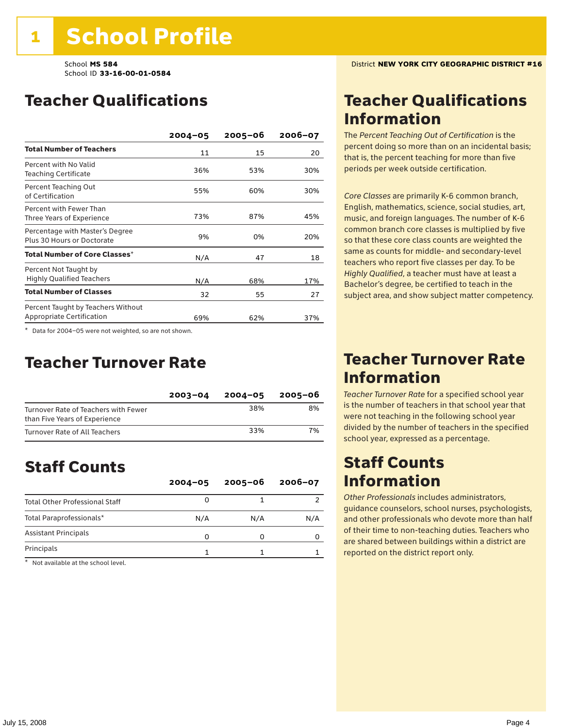# 1 School Profile

School **MS 584**
School ID **33-16-00-01-0584**

District **NEW YORK CITY GEOGRAPHIC DISTRICT #16**

## Teacher Qualifications

| | 2004–05 | 2005–06 | 2006–07 |
|---|---|---|---|
| **Total Number of Teachers** | 11 | 15 | 20 |
| Percent with No Valid Teaching Certificate | 36% | 53% | 30% |
| Percent Teaching Out of Certification | 55% | 60% | 30% |
| Percent with Fewer Than Three Years of Experience | 73% | 87% | 45% |
| Percentage with Master's Degree Plus 30 Hours or Doctorate | 9% | 0% | 20% |
| **Total Number of Core Classes*** | N/A | 47 | 18 |
| Percent Not Taught by Highly Qualified Teachers | N/A | 68% | 17% |
| **Total Number of Classes** | 32 | 55 | 27 |
| Percent Taught by Teachers Without Appropriate Certification | 69% | 62% | 37% |

* Data for 2004–05 were not weighted, so are not shown.

## Teacher Qualifications Information

The *Percent Teaching Out of Certification* is the percent doing so more than on an incidental basis; that is, the percent teaching for more than five periods per week outside certification.

*Core Classes* are primarily K-6 common branch, English, mathematics, science, social studies, art, music, and foreign languages. The number of K-6 common branch core classes is multiplied by five so that these core class counts are weighted the same as counts for middle- and secondary-level teachers who report five classes per day. To be *Highly Qualified*, a teacher must have at least a Bachelor's degree, be certified to teach in the subject area, and show subject matter competency.

## Teacher Turnover Rate

| | 2003–04 | 2004–05 | 2005–06 |
|---|---|---|---|
| Turnover Rate of Teachers with Fewer than Five Years of Experience | | 38% | 8% |
| Turnover Rate of All Teachers | | 33% | 7% |

## Teacher Turnover Rate Information

*Teacher Turnover Rate* for a specified school year is the number of teachers in that school year that were not teaching in the following school year divided by the number of teachers in the specified school year, expressed as a percentage.

## Staff Counts

| | 2004–05 | 2005–06 | 2006–07 |
|---|---|---|---|
| Total Other Professional Staff | 0 | 1 | 2 |
| Total Paraprofessionals* | N/A | N/A | N/A |
| Assistant Principals | 0 | 0 | 0 |
| Principals | 1 | 1 | 1 |

* Not available at the school level.

## Staff Counts Information

*Other Professionals* includes administrators, guidance counselors, school nurses, psychologists, and other professionals who devote more than half of their time to non-teaching duties. Teachers who are shared between buildings within a district are reported on the district report only.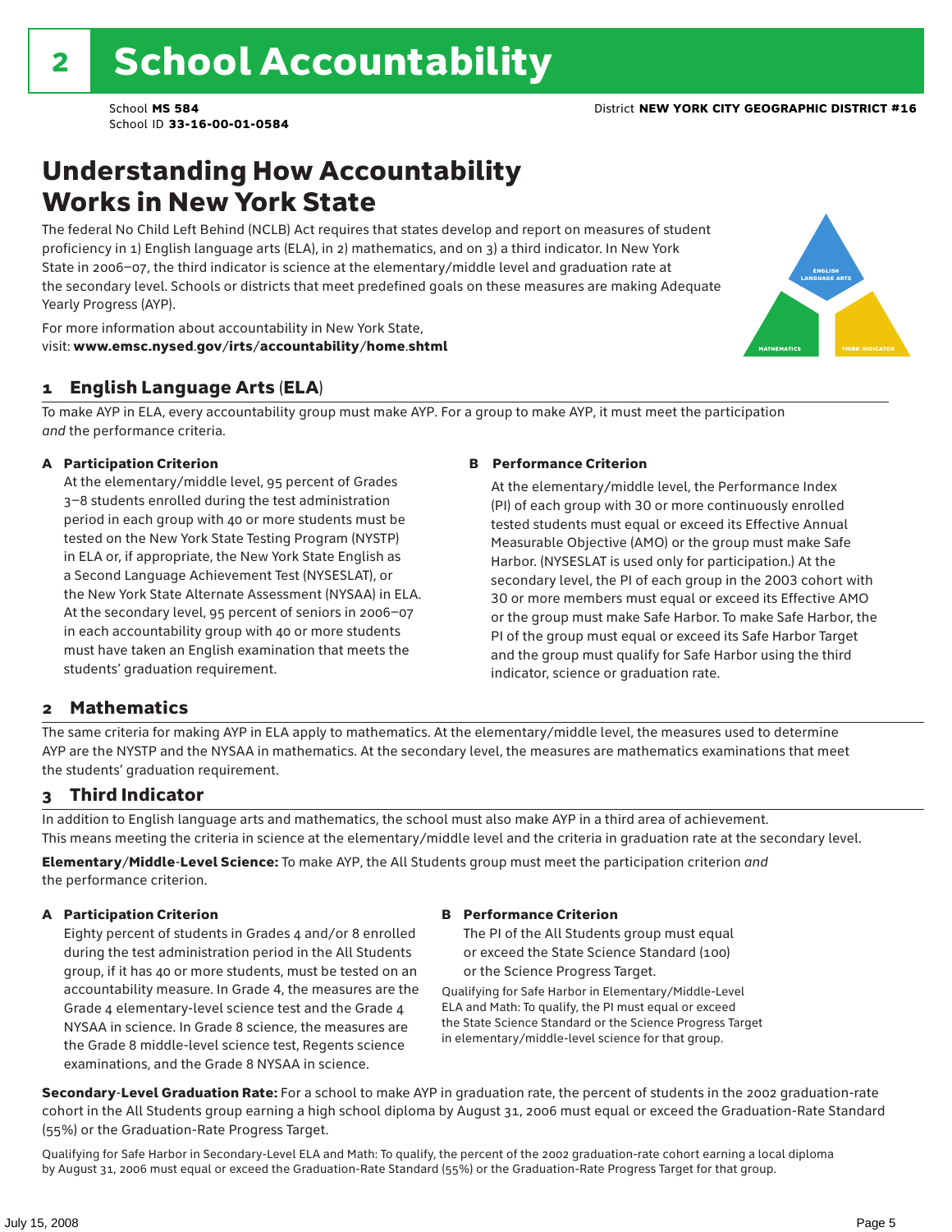# 2 School Accountability

School **MS 584**
School ID **33-16-00-01-0584**

District **NEW YORK CITY GEOGRAPHIC DISTRICT #16**

## Understanding How Accountability Works in New York State

The federal No Child Left Behind (NCLB) Act requires that states develop and report on measures of student proficiency in 1) English language arts (ELA), in 2) mathematics, and on 3) a third indicator. In New York State in 2006–07, the third indicator is science at the elementary/middle level and graduation rate at the secondary level. Schools or districts that meet predefined goals on these measures are making Adequate Yearly Progress (AYP).

For more information about accountability in New York State, visit: **www.emsc.nysed.gov/irts/accountability/home.shtml**

ENGLISH LANGUAGE ARTS

MATHEMATICS

THIRD INDICATOR

### 1 English Language Arts (ELA)

To make AYP in ELA, every accountability group must make AYP. For a group to make AYP, it must meet the participation *and* the performance criteria.

**A Participation Criterion**

At the elementary/middle level, 95 percent of Grades 3–8 students enrolled during the test administration period in each group with 40 or more students must be tested on the New York State Testing Program (NYSTP) in ELA or, if appropriate, the New York State English as a Second Language Achievement Test (NYSESLAT), or the New York State Alternate Assessment (NYSAA) in ELA. At the secondary level, 95 percent of seniors in 2006–07 in each accountability group with 40 or more students must have taken an English examination that meets the students' graduation requirement.

**B Performance Criterion**

At the elementary/middle level, the Performance Index (PI) of each group with 30 or more continuously enrolled tested students must equal or exceed its Effective Annual Measurable Objective (AMO) or the group must make Safe Harbor. (NYSESLAT is used only for participation.) At the secondary level, the PI of each group in the 2003 cohort with 30 or more members must equal or exceed its Effective AMO or the group must make Safe Harbor. To make Safe Harbor, the PI of the group must equal or exceed its Safe Harbor Target and the group must qualify for Safe Harbor using the third indicator, science or graduation rate.

### 2 Mathematics

The same criteria for making AYP in ELA apply to mathematics. At the elementary/middle level, the measures used to determine AYP are the NYSTP and the NYSAA in mathematics. At the secondary level, the measures are mathematics examinations that meet the students' graduation requirement.

### 3 Third Indicator

In addition to English language arts and mathematics, the school must also make AYP in a third area of achievement. This means meeting the criteria in science at the elementary/middle level and the criteria in graduation rate at the secondary level.

**Elementary/Middle-Level Science:** To make AYP, the All Students group must meet the participation criterion *and* the performance criterion.

**A Participation Criterion**

Eighty percent of students in Grades 4 and/or 8 enrolled during the test administration period in the All Students group, if it has 40 or more students, must be tested on an accountability measure. In Grade 4, the measures are the Grade 4 elementary-level science test and the Grade 4 NYSAA in science. In Grade 8 science, the measures are the Grade 8 middle-level science test, Regents science examinations, and the Grade 8 NYSAA in science.

**B Performance Criterion**

The PI of the All Students group must equal or exceed the State Science Standard (100) or the Science Progress Target.

Qualifying for Safe Harbor in Elementary/Middle-Level ELA and Math: To qualify, the PI must equal or exceed the State Science Standard or the Science Progress Target in elementary/middle-level science for that group.

**Secondary-Level Graduation Rate:** For a school to make AYP in graduation rate, the percent of students in the 2002 graduation-rate cohort in the All Students group earning a high school diploma by August 31, 2006 must equal or exceed the Graduation-Rate Standard (55%) or the Graduation-Rate Progress Target.

Qualifying for Safe Harbor in Secondary-Level ELA and Math: To qualify, the percent of the 2002 graduation-rate cohort earning a local diploma by August 31, 2006 must equal or exceed the Graduation-Rate Standard (55%) or the Graduation-Rate Progress Target for that group.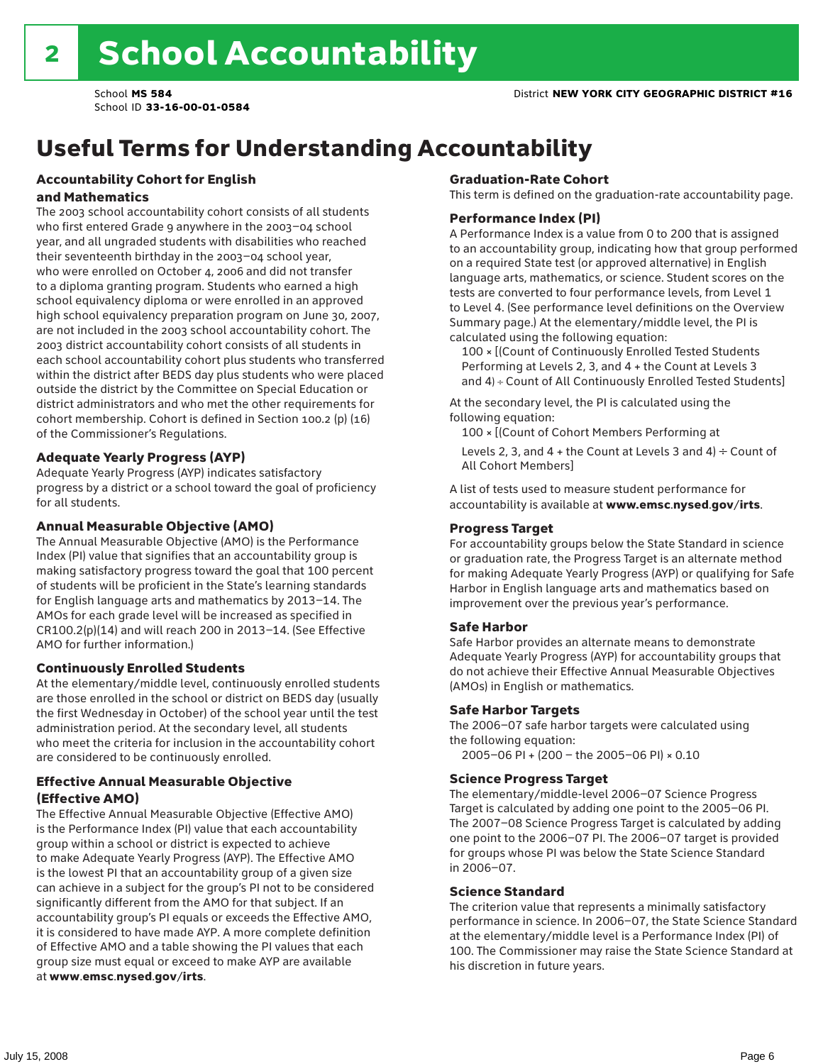# 2 School Accountability

School **MS 584**
School ID **33-16-00-01-0584**

District **NEW YORK CITY GEOGRAPHIC DISTRICT #16**

## Useful Terms for Understanding Accountability

### Accountability Cohort for English and Mathematics

The 2003 school accountability cohort consists of all students who first entered Grade 9 anywhere in the 2003–04 school year, and all ungraded students with disabilities who reached their seventeenth birthday in the 2003–04 school year, who were enrolled on October 4, 2006 and did not transfer to a diploma granting program. Students who earned a high school equivalency diploma or were enrolled in an approved high school equivalency preparation program on June 30, 2007, are not included in the 2003 school accountability cohort. The 2003 district accountability cohort consists of all students in each school accountability cohort plus students who transferred within the district after BEDS day plus students who were placed outside the district by the Committee on Special Education or district administrators and who met the other requirements for cohort membership. Cohort is defined in Section 100.2 (p) (16) of the Commissioner's Regulations.

### Adequate Yearly Progress (AYP)

Adequate Yearly Progress (AYP) indicates satisfactory progress by a district or a school toward the goal of proficiency for all students.

### Annual Measurable Objective (AMO)

The Annual Measurable Objective (AMO) is the Performance Index (PI) value that signifies that an accountability group is making satisfactory progress toward the goal that 100 percent of students will be proficient in the State's learning standards for English language arts and mathematics by 2013–14. The AMOs for each grade level will be increased as specified in CR100.2(p)(14) and will reach 200 in 2013–14. (See Effective AMO for further information.)

### Continuously Enrolled Students

At the elementary/middle level, continuously enrolled students are those enrolled in the school or district on BEDS day (usually the first Wednesday in October) of the school year until the test administration period. At the secondary level, all students who meet the criteria for inclusion in the accountability cohort are considered to be continuously enrolled.

### Effective Annual Measurable Objective (Effective AMO)

The Effective Annual Measurable Objective (Effective AMO) is the Performance Index (PI) value that each accountability group within a school or district is expected to achieve to make Adequate Yearly Progress (AYP). The Effective AMO is the lowest PI that an accountability group of a given size can achieve in a subject for the group's PI not to be considered significantly different from the AMO for that subject. If an accountability group's PI equals or exceeds the Effective AMO, it is considered to have made AYP. A more complete definition of Effective AMO and a table showing the PI values that each group size must equal or exceed to make AYP are available at **www.emsc.nysed.gov/irts**.

### Graduation-Rate Cohort

This term is defined on the graduation-rate accountability page.

### Performance Index (PI)

A Performance Index is a value from 0 to 200 that is assigned to an accountability group, indicating how that group performed on a required State test (or approved alternative) in English language arts, mathematics, or science. Student scores on the tests are converted to four performance levels, from Level 1 to Level 4. (See performance level definitions on the Overview Summary page.) At the elementary/middle level, the PI is calculated using the following equation:

100 × [(Count of Continuously Enrolled Tested Students Performing at Levels 2, 3, and 4 + the Count at Levels 3 and 4) ÷ Count of All Continuously Enrolled Tested Students]

At the secondary level, the PI is calculated using the following equation:

100 × [(Count of Cohort Members Performing at Levels 2, 3, and 4 + the Count at Levels 3 and 4) ÷ Count of All Cohort Members]

A list of tests used to measure student performance for accountability is available at **www.emsc.nysed.gov/irts**.

### Progress Target

For accountability groups below the State Standard in science or graduation rate, the Progress Target is an alternate method for making Adequate Yearly Progress (AYP) or qualifying for Safe Harbor in English language arts and mathematics based on improvement over the previous year's performance.

### Safe Harbor

Safe Harbor provides an alternate means to demonstrate Adequate Yearly Progress (AYP) for accountability groups that do not achieve their Effective Annual Measurable Objectives (AMOs) in English or mathematics.

### Safe Harbor Targets

The 2006–07 safe harbor targets were calculated using the following equation:

2005–06 PI + (200 – the 2005–06 PI) × 0.10

### Science Progress Target

The elementary/middle-level 2006–07 Science Progress Target is calculated by adding one point to the 2005–06 PI. The 2007–08 Science Progress Target is calculated by adding one point to the 2006–07 PI. The 2006–07 target is provided for groups whose PI was below the State Science Standard in 2006–07.

### Science Standard

The criterion value that represents a minimally satisfactory performance in science. In 2006–07, the State Science Standard at the elementary/middle level is a Performance Index (PI) of 100. The Commissioner may raise the State Science Standard at his discretion in future years.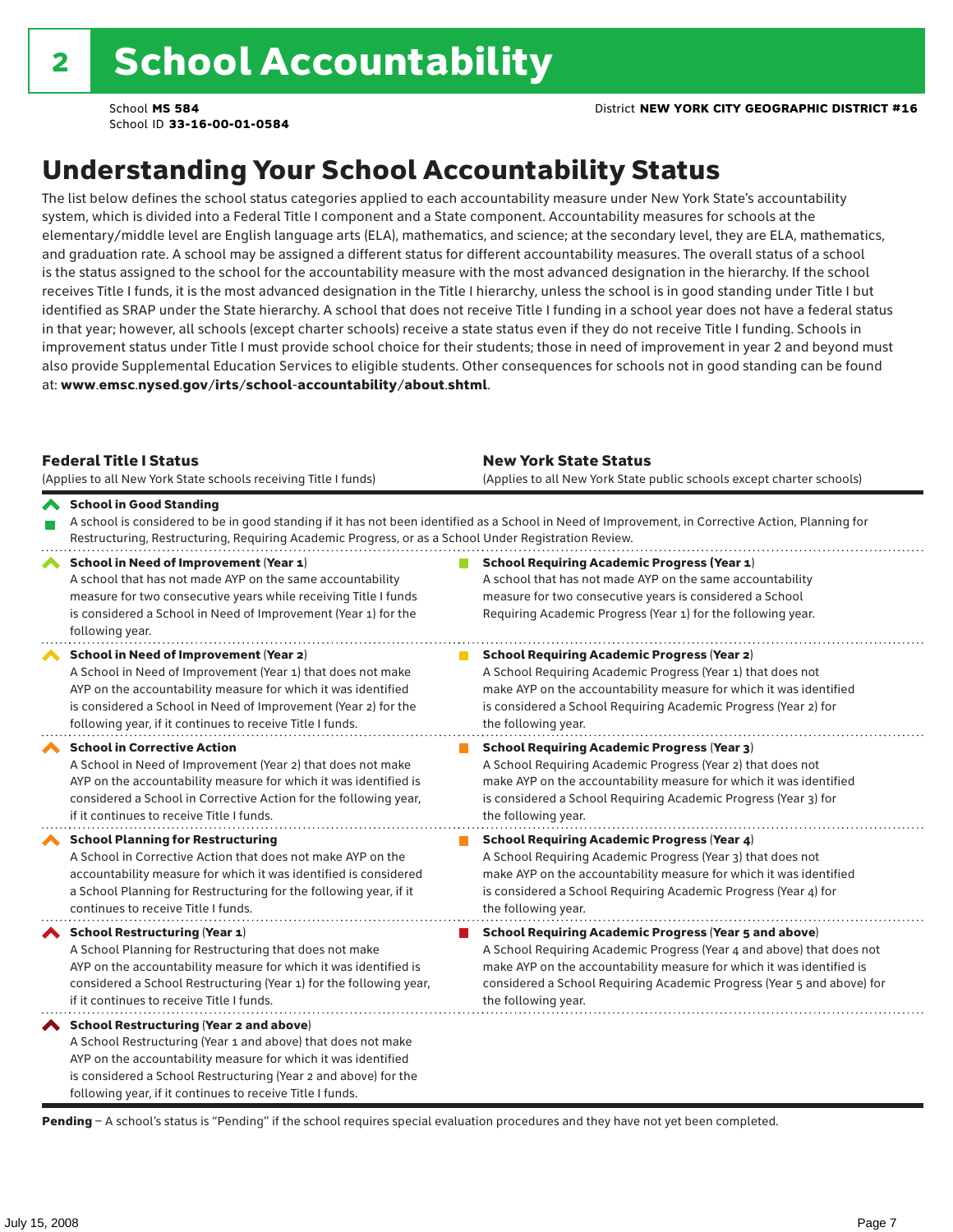# 2 School Accountability

School **MS 584**
School ID **33-16-00-01-0584**

District **NEW YORK CITY GEOGRAPHIC DISTRICT #16**

## Understanding Your School Accountability Status

The list below defines the school status categories applied to each accountability measure under New York State's accountability system, which is divided into a Federal Title I component and a State component. Accountability measures for schools at the elementary/middle level are English language arts (ELA), mathematics, and science; at the secondary level, they are ELA, mathematics, and graduation rate. A school may be assigned a different status for different accountability measures. The overall status of a school is the status assigned to the school for the accountability measure with the most advanced designation in the hierarchy. If the school receives Title I funds, it is the most advanced designation in the Title I hierarchy, unless the school is in good standing under Title I but identified as SRAP under the State hierarchy. A school that does not receive Title I funding in a school year does not have a federal status in that year; however, all schools (except charter schools) receive a state status even if they do not receive Title I funding. Schools in improvement status under Title I must provide school choice for their students; those in need of improvement in year 2 and beyond must also provide Supplemental Education Services to eligible students. Other consequences for schools not in good standing can be found at: **www.emsc.nysed.gov/irts/school-accountability/about.shtml**.

| **Federal Title I Status** (Applies to all New York State schools receiving Title I funds) | **New York State Status** (Applies to all New York State public schools except charter schools) |
|---|---|
| **School in Good Standing** A school is considered to be in good standing if it has not been identified as a School in Need of Improvement, in Corrective Action, Planning for Restructuring, Restructuring, Requiring Academic Progress, or as a School Under Registration Review. | |
| **School in Need of Improvement (Year 1)** A school that has not made AYP on the same accountability measure for two consecutive years while receiving Title I funds is considered a School in Need of Improvement (Year 1) for the following year. | **School Requiring Academic Progress (Year 1)** A school that has not made AYP on the same accountability measure for two consecutive years is considered a School Requiring Academic Progress (Year 1) for the following year. |
| **School in Need of Improvement (Year 2)** A School in Need of Improvement (Year 1) that does not make AYP on the accountability measure for which it was identified is considered a School in Need of Improvement (Year 2) for the following year, if it continues to receive Title I funds. | **School Requiring Academic Progress (Year 2)** A School Requiring Academic Progress (Year 1) that does not make AYP on the accountability measure for which it was identified is considered a School Requiring Academic Progress (Year 2) for the following year. |
| **School in Corrective Action** A School in Need of Improvement (Year 2) that does not make AYP on the accountability measure for which it was identified is considered a School in Corrective Action for the following year, if it continues to receive Title I funds. | **School Requiring Academic Progress (Year 3)** A School Requiring Academic Progress (Year 2) that does not make AYP on the accountability measure for which it was identified is considered a School Requiring Academic Progress (Year 3) for the following year. |
| **School Planning for Restructuring** A School in Corrective Action that does not make AYP on the accountability measure for which it was identified is considered a School Planning for Restructuring for the following year, if it continues to receive Title I funds. | **School Requiring Academic Progress (Year 4)** A School Requiring Academic Progress (Year 3) that does not make AYP on the accountability measure for which it was identified is considered a School Requiring Academic Progress (Year 4) for the following year. |
| **School Restructuring (Year 1)** A School Planning for Restructuring that does not make AYP on the accountability measure for which it was identified is considered a School Restructuring (Year 1) for the following year, if it continues to receive Title I funds. | **School Requiring Academic Progress (Year 5 and above)** A School Requiring Academic Progress (Year 4 and above) that does not make AYP on the accountability measure for which it was identified is considered a School Requiring Academic Progress (Year 5 and above) for the following year. |
| **School Restructuring (Year 2 and above)** A School Restructuring (Year 1 and above) that does not make AYP on the accountability measure for which it was identified is considered a School Restructuring (Year 2 and above) for the following year, if it continues to receive Title I funds. | |

**Pending** – A school's status is "Pending" if the school requires special evaluation procedures and they have not yet been completed.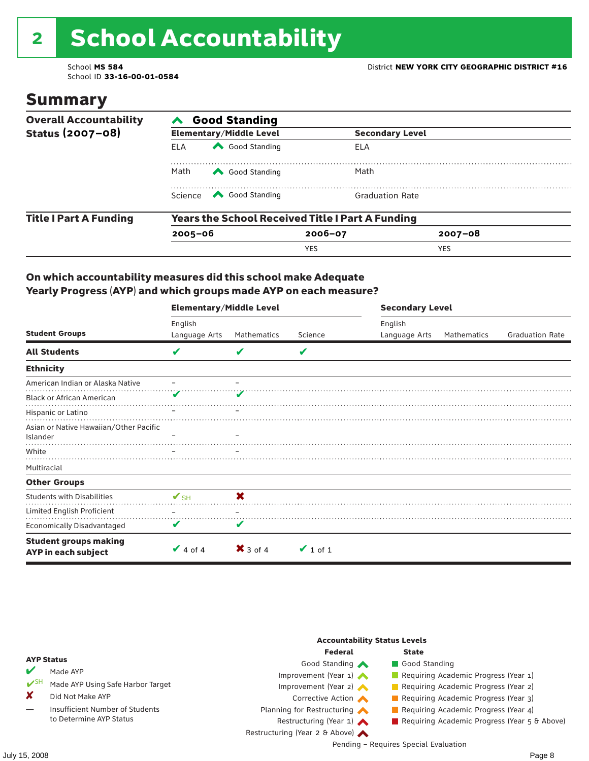# 2 School Accountability

School **MS 584**
School ID **33-16-00-01-0584**

District **NEW YORK CITY GEOGRAPHIC DISTRICT #16**

## Summary

| Overall Accountability Status (2007–08) | Good Standing | | |
|---|---|---|---|
| | **Elementary/Middle Level** | | **Secondary Level** |
| | ELA | Good Standing | ELA |
| | Math | Good Standing | Math |
| | Science | Good Standing | Graduation Rate |

| Title I Part A Funding | Years the School Received Title I Part A Funding | | |
|---|---|---|---|
| | **2005–06** | **2006–07** | **2007–08** |
| | | YES | YES |

### On which accountability measures did this school make Adequate Yearly Progress (AYP) and which groups made AYP on each measure?

| Student Groups | Elementary/Middle Level English Language Arts | Elementary/Middle Level Mathematics | Elementary/Middle Level Science | Secondary Level English Language Arts | Secondary Level Mathematics | Secondary Level Graduation Rate |
|---|---|---|---|---|---|---|
| **All Students** | ✔ | ✔ | ✔ | | | |
| **Ethnicity** | | | | | | |
| American Indian or Alaska Native | – | – | | | | |
| Black or African American | ✔ | ✔ | | | | |
| Hispanic or Latino | – | – | | | | |
| Asian or Native Hawaiian/Other Pacific Islander | – | – | | | | |
| White | – | – | | | | |
| Multiracial | | | | | | |
| **Other Groups** | | | | | | |
| Students with Disabilities | ✔SH | ✘ | | | | |
| Limited English Proficient | – | – | | | | |
| Economically Disadvantaged | ✔ | ✔ | | | | |
| **Student groups making AYP in each subject** | ✔ 4 of 4 | ✘ 3 of 4 | ✔ 1 of 1 | | | |

**AYP Status**

- ✔ Made AYP
- ✔SH Made AYP Using Safe Harbor Target
- ✘ Did Not Make AYP
- — Insufficient Number of Students to Determine AYP Status

**Accountability Status Levels**

| Federal | State |
|---|---|
| Good Standing | Good Standing |
| Improvement (Year 1) | Requiring Academic Progress (Year 1) |
| Improvement (Year 2) | Requiring Academic Progress (Year 2) |
| Corrective Action | Requiring Academic Progress (Year 3) |
| Planning for Restructuring | Requiring Academic Progress (Year 4) |
| Restructuring (Year 1) | Requiring Academic Progress (Year 5 & Above) |
| Restructuring (Year 2 & Above) | |

Pending – Requires Special Evaluation

July 15, 2008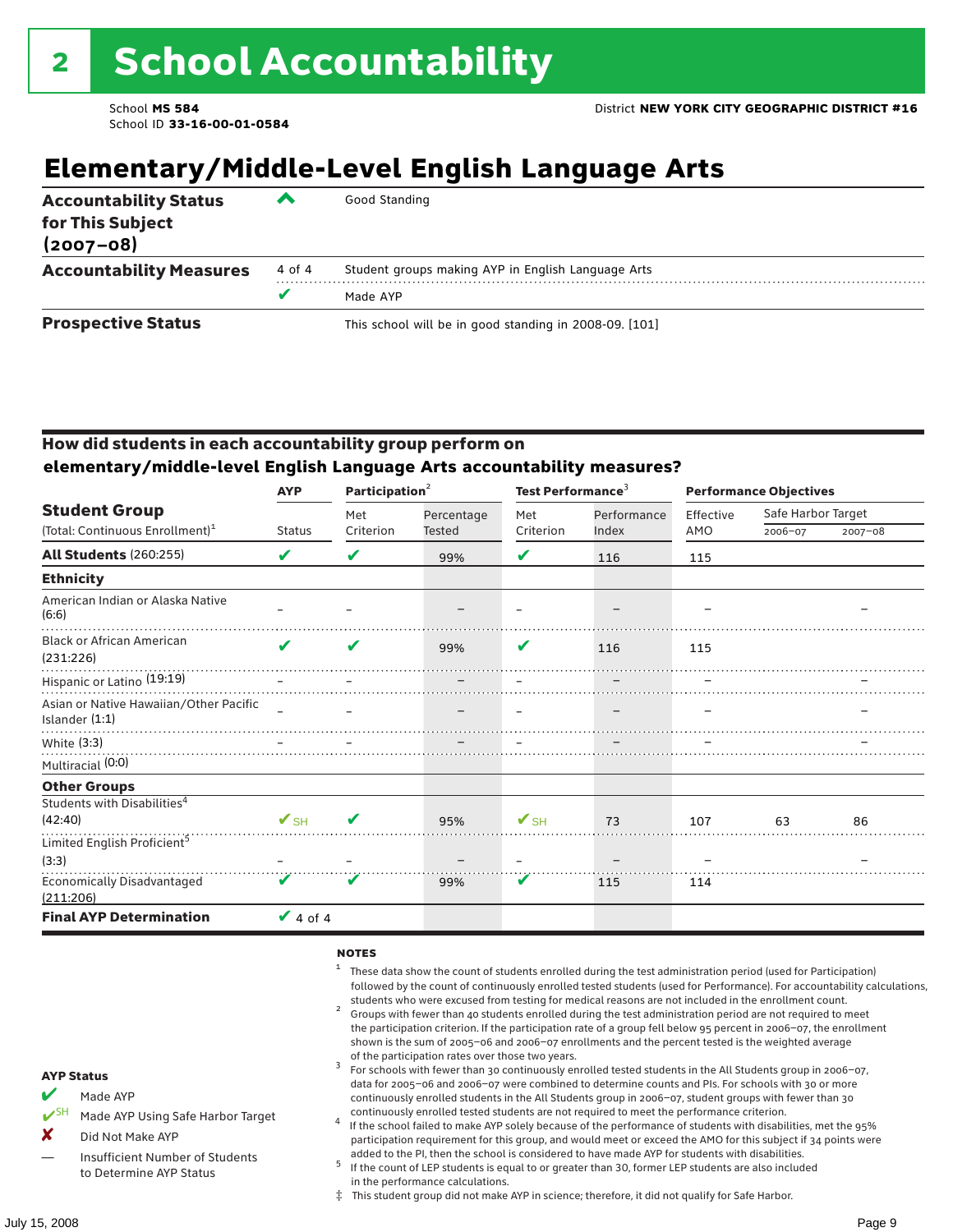# 2 School Accountability

School **MS 584**
School ID **33-16-00-01-0584**

District **NEW YORK CITY GEOGRAPHIC DISTRICT #16**

## Elementary/Middle-Level English Language Arts

| | | |
|---|---|---|
| **Accountability Status for This Subject (2007–08)** | ^ | Good Standing |
| **Accountability Measures** | 4 of 4 | Student groups making AYP in English Language Arts |
| | ✔ | Made AYP |
| **Prospective Status** | | This school will be in good standing in 2008-09. [101] |

### How did students in each accountability group perform on elementary/middle-level English Language Arts accountability measures?

| Student Group (Total: Continuous Enrollment)[1] | AYP Status | Participation[2] Met Criterion | Participation Percentage Tested | Test Performance[3] Met Criterion | Test Performance Performance Index | Performance Objectives Effective AMO | Safe Harbor Target 2006–07 | Safe Harbor Target 2007–08 |
|---|---|---|---|---|---|---|---|---|
| **All Students** (260:255) | ✔ | ✔ | 99% | ✔ | 116 | 115 | | |
| **Ethnicity** | | | | | | | | |
| American Indian or Alaska Native (6:6) | – | – | – | – | – | – | | – |
| Black or African American (231:226) | ✔ | ✔ | 99% | ✔ | 116 | 115 | | |
| Hispanic or Latino (19:19) | – | – | – | – | – | – | | – |
| Asian or Native Hawaiian/Other Pacific Islander (1:1) | – | – | – | – | – | – | | – |
| White (3:3) | – | – | – | – | – | – | | – |
| Multiracial (0:0) | | | | | | | | |
| **Other Groups** | | | | | | | | |
| Students with Disabilities[4] (42:40) | ✔SH | ✔ | 95% | ✔SH | 73 | 107 | 63 | 86 |
| Limited English Proficient[5] (3:3) | – | – | – | – | – | – | | – |
| Economically Disadvantaged (211:206) | ✔ | ✔ | 99% | ✔ | 115 | 114 | | |
| **Final AYP Determination** | ✔ 4 of 4 | | | | | | | |

**AYP Status**

- ✔ Made AYP
- ✔SH Made AYP Using Safe Harbor Target
- ✘ Did Not Make AYP
- — Insufficient Number of Students to Determine AYP Status

**NOTES**

1. These data show the count of students enrolled during the test administration period (used for Participation) followed by the count of continuously enrolled tested students (used for Performance). For accountability calculations, students who were excused from testing for medical reasons are not included in the enrollment count.
2. Groups with fewer than 40 students enrolled during the test administration period are not required to meet the participation criterion. If the participation rate of a group fell below 95 percent in 2006–07, the enrollment shown is the sum of 2005–06 and 2006–07 enrollments and the percent tested is the weighted average of the participation rates over those two years.
3. For schools with fewer than 30 continuously enrolled tested students in the All Students group in 2006–07, data for 2005–06 and 2006–07 were combined to determine counts and PIs. For schools with 30 or more continuously enrolled students in the All Students group in 2006–07, student groups with fewer than 30 continuously enrolled tested students are not required to meet the performance criterion.
4. If the school failed to make AYP solely because of the performance of students with disabilities, met the 95% participation requirement for this group, and would meet or exceed the AMO for this subject if 34 points were added to the PI, then the school is considered to have made AYP for students with disabilities.
5. If the count of LEP students is equal to or greater than 30, former LEP students are also included in the performance calculations.

‡ This student group did not make AYP in science; therefore, it did not qualify for Safe Harbor.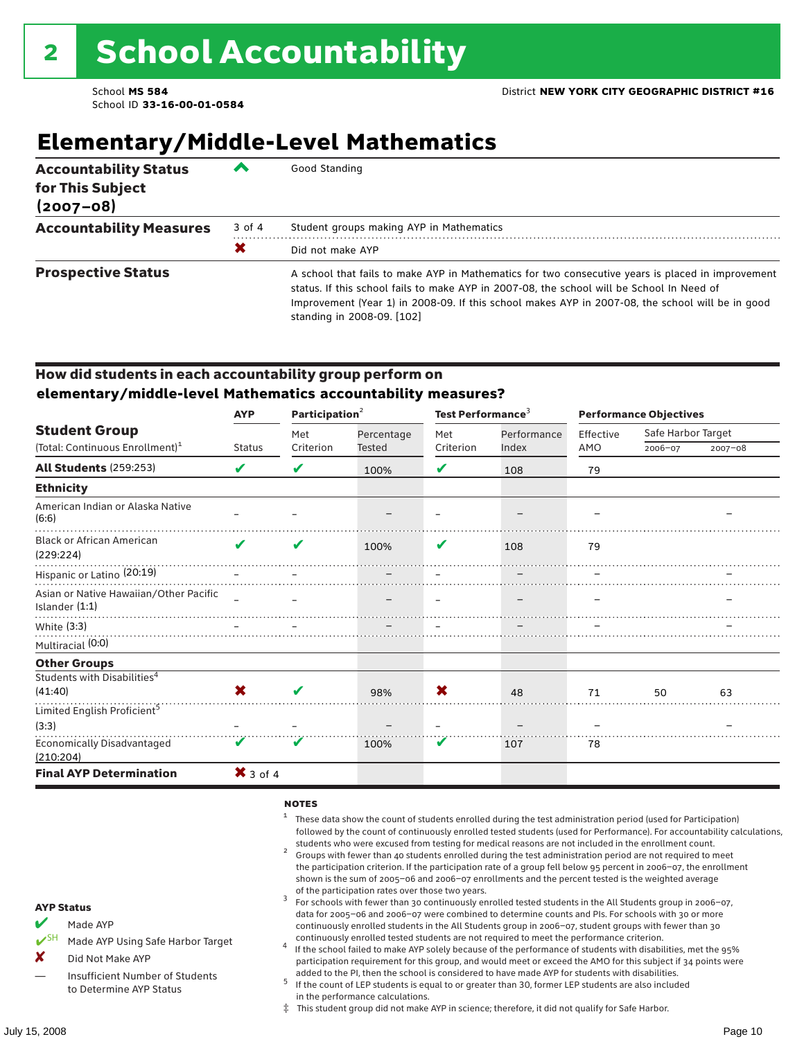# 2 School Accountability

School **MS 584**
School ID **33-16-00-01-0584**

District **NEW YORK CITY GEOGRAPHIC DISTRICT #16**

## Elementary/Middle-Level Mathematics

| | | |
|---|---|---|
| **Accountability Status for This Subject (2007–08)** | ^ | Good Standing |
| **Accountability Measures** | 3 of 4 | Student groups making AYP in Mathematics |
| | ✖ | Did not make AYP |
| **Prospective Status** | | A school that fails to make AYP in Mathematics for two consecutive years is placed in improvement status. If this school fails to make AYP in 2007-08, the school will be School In Need of Improvement (Year 1) in 2008-09. If this school makes AYP in 2007-08, the school will be in good standing in 2008-09. [102] |

### How did students in each accountability group perform on elementary/middle-level Mathematics accountability measures?

| Student Group (Total: Continuous Enrollment)[1] | AYP Status | Participation[2] Met Criterion | Participation[2] Percentage Tested | Test Performance[3] Met Criterion | Test Performance[3] Performance Index | Performance Objectives Effective AMO | Safe Harbor Target 2006–07 | Safe Harbor Target 2007–08 |
|---|---|---|---|---|---|---|---|---|
| **All Students** (259:253) | ✔ | ✔ | 100% | ✔ | 108 | 79 | | |
| **Ethnicity** | | | | | | | | |
| American Indian or Alaska Native (6:6) | – | – | – | – | – | – | | – |
| Black or African American (229:224) | ✔ | ✔ | 100% | ✔ | 108 | 79 | | |
| Hispanic or Latino (20:19) | – | – | – | – | – | – | | – |
| Asian or Native Hawaiian/Other Pacific Islander (1:1) | – | – | – | – | – | – | | – |
| White (3:3) | – | – | – | – | – | – | | – |
| Multiracial (0:0) | | | | | | | | |
| **Other Groups** | | | | | | | | |
| Students with Disabilities[4] (41:40) | ✖ | ✔ | 98% | ✖ | 48 | 71 | 50 | 63 |
| Limited English Proficient[5] (3:3) | – | – | – | – | – | – | | – |
| Economically Disadvantaged (210:204) | ✔ | ✔ | 100% | ✔ | 107 | 78 | | |
| **Final AYP Determination** | ✖ 3 of 4 | | | | | | | |

**AYP Status**

- ✔ Made AYP
- ✔SH Made AYP Using Safe Harbor Target
- ✘ Did Not Make AYP
- — Insufficient Number of Students to Determine AYP Status

**NOTES**

1. These data show the count of students enrolled during the test administration period (used for Participation) followed by the count of continuously enrolled tested students (used for Performance). For accountability calculations, students who were excused from testing for medical reasons are not included in the enrollment count.
2. Groups with fewer than 40 students enrolled during the test administration period are not required to meet the participation criterion. If the participation rate of a group fell below 95 percent in 2006–07, the enrollment shown is the sum of 2005–06 and 2006–07 enrollments and the percent tested is the weighted average of the participation rates over those two years.
3. For schools with fewer than 30 continuously enrolled tested students in the All Students group in 2006–07, data for 2005–06 and 2006–07 were combined to determine counts and PIs. For schools with 30 or more continuously enrolled students in the All Students group in 2006–07, student groups with fewer than 30 continuously enrolled tested students are not required to meet the performance criterion.
4. If the school failed to make AYP solely because of the performance of students with disabilities, met the 95% participation requirement for this group, and would meet or exceed the AMO for this subject if 34 points were added to the PI, then the school is considered to have made AYP for students with disabilities.
5. If the count of LEP students is equal to or greater than 30, former LEP students are also included in the performance calculations.

‡ This student group did not make AYP in science; therefore, it did not qualify for Safe Harbor.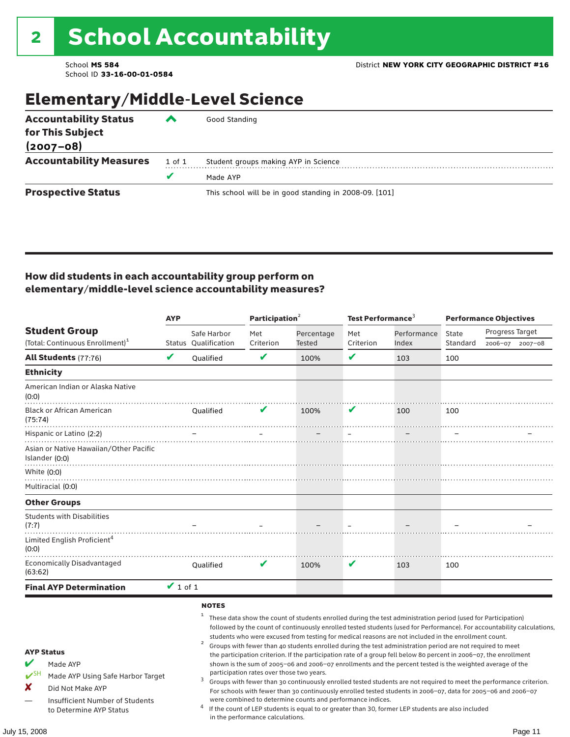# 2 School Accountability

School **MS 584**
School ID **33-16-00-01-0584**

District **NEW YORK CITY GEOGRAPHIC DISTRICT #16**

## Elementary/Middle-Level Science

| | | |
|---|---|---|
| **Accountability Status for This Subject (2007–08)** | ^ | Good Standing |
| **Accountability Measures** | 1 of 1 | Student groups making AYP in Science |
| | ✔ | Made AYP |
| **Prospective Status** | | This school will be in good standing in 2008-09. [101] |

### How did students in each accountability group perform on elementary/middle-level science accountability measures?

| Student Group (Total: Continuous Enrollment)[1] | AYP Status | Safe Harbor Qualification | Participation[2] Met Criterion | Participation[2] Percentage Tested | Test Performance[3] Met Criterion | Test Performance[3] Performance Index | Performance Objectives State Standard | Progress Target 2006–07 | Progress Target 2007–08 |
|---|---|---|---|---|---|---|---|---|---|
| **All Students** (77:76) | ✔ | Qualified | ✔ | 100% | ✔ | 103 | 100 | | |
| **Ethnicity** | | | | | | | | | |
| American Indian or Alaska Native (0:0) | | | | | | | | | |
| Black or African American (75:74) | | Qualified | ✔ | 100% | ✔ | 100 | 100 | | |
| Hispanic or Latino (2:2) | | – | – | – | – | – | – | | – |
| Asian or Native Hawaiian/Other Pacific Islander (0:0) | | | | | | | | | |
| White (0:0) | | | | | | | | | |
| Multiracial (0:0) | | | | | | | | | |
| **Other Groups** | | | | | | | | | |
| Students with Disabilities (7:7) | | – | – | – | – | – | – | | – |
| Limited English Proficient[4] (0:0) | | | | | | | | | |
| Economically Disadvantaged (63:62) | | Qualified | ✔ | 100% | ✔ | 103 | 100 | | |
| **Final AYP Determination** | ✔ 1 of 1 | | | | | | | | |

**AYP Status**

- ✔ Made AYP
- ✔SH Made AYP Using Safe Harbor Target
- ✘ Did Not Make AYP
- — Insufficient Number of Students to Determine AYP Status

**NOTES**

[1] These data show the count of students enrolled during the test administration period (used for Participation) followed by the count of continuously enrolled tested students (used for Performance). For accountability calculations, students who were excused from testing for medical reasons are not included in the enrollment count.

[2] Groups with fewer than 40 students enrolled during the test administration period are not required to meet the participation criterion. If the participation rate of a group fell below 80 percent in 2006–07, the enrollment shown is the sum of 2005–06 and 2006–07 enrollments and the percent tested is the weighted average of the participation rates over those two years.

[3] Groups with fewer than 30 continuously enrolled tested students are not required to meet the performance criterion. For schools with fewer than 30 continuously enrolled tested students in 2006–07, data for 2005–06 and 2006–07 were combined to determine counts and performance indices.

[4] If the count of LEP students is equal to or greater than 30, former LEP students are also included in the performance calculations.

July 15, 2008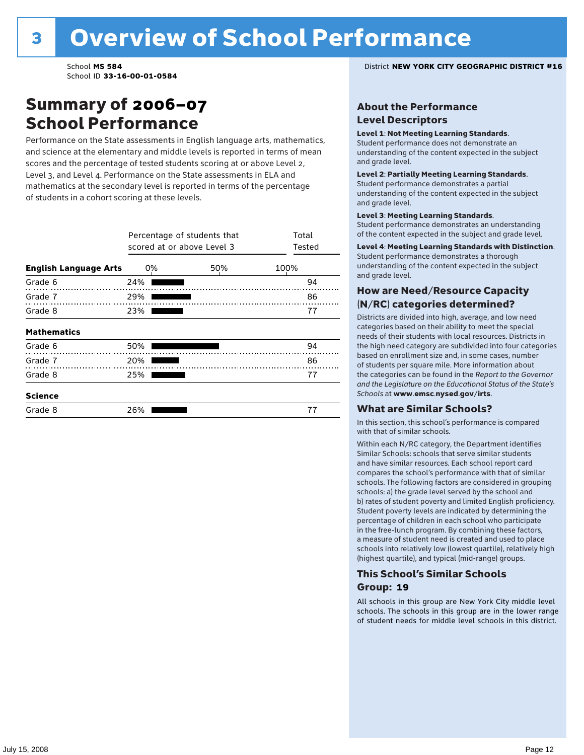# 3 Overview of School Performance

School **MS 584**
School ID **33-16-00-01-0584**

District **NEW YORK CITY GEOGRAPHIC DISTRICT #16**

## Summary of 2006–07 School Performance

Performance on the State assessments in English language arts, mathematics, and science at the elementary and middle levels is reported in terms of mean scores and the percentage of tested students scoring at or above Level 2, Level 3, and Level 4. Performance on the State assessments in ELA and mathematics at the secondary level is reported in terms of the percentage of students in a cohort scoring at these levels.

| | Percentage of students that scored at or above Level 3 | Total Tested |
|---|---|---|
| **English Language Arts** | | |
| Grade 6 | 24% | 94 |
| Grade 7 | 29% | 86 |
| Grade 8 | 23% | 77 |
| **Mathematics** | | |
| Grade 6 | 50% | 94 |
| Grade 7 | 20% | 86 |
| Grade 8 | 25% | 77 |
| **Science** | | |
| Grade 8 | 26% | 77 |

## About the Performance Level Descriptors

**Level 1**: **Not Meeting Learning Standards**. Student performance does not demonstrate an understanding of the content expected in the subject and grade level.

**Level 2**: **Partially Meeting Learning Standards**. Student performance demonstrates a partial understanding of the content expected in the subject and grade level.

**Level 3**: **Meeting Learning Standards**. Student performance demonstrates an understanding of the content expected in the subject and grade level.

**Level 4**: **Meeting Learning Standards with Distinction**. Student performance demonstrates a thorough understanding of the content expected in the subject and grade level.

## How are Need/Resource Capacity (N/RC) categories determined?

Districts are divided into high, average, and low need categories based on their ability to meet the special needs of their students with local resources. Districts in the high need category are subdivided into four categories based on enrollment size and, in some cases, number of students per square mile. More information about the categories can be found in the *Report to the Governor and the Legislature on the Educational Status of the State's Schools* at **www.emsc.nysed.gov/irts**.

## What are Similar Schools?

In this section, this school's performance is compared with that of similar schools.

Within each N/RC category, the Department identifies Similar Schools: schools that serve similar students and have similar resources. Each school report card compares the school's performance with that of similar schools. The following factors are considered in grouping schools: a) the grade level served by the school and b) rates of student poverty and limited English proficiency. Student poverty levels are indicated by determining the percentage of children in each school who participate in the free-lunch program. By combining these factors, a measure of student need is created and used to place schools into relatively low (lowest quartile), relatively high (highest quartile), and typical (mid-range) groups.

## This School's Similar Schools Group: 19

All schools in this group are New York City middle level schools. The schools in this group are in the lower range of student needs for middle level schools in this district.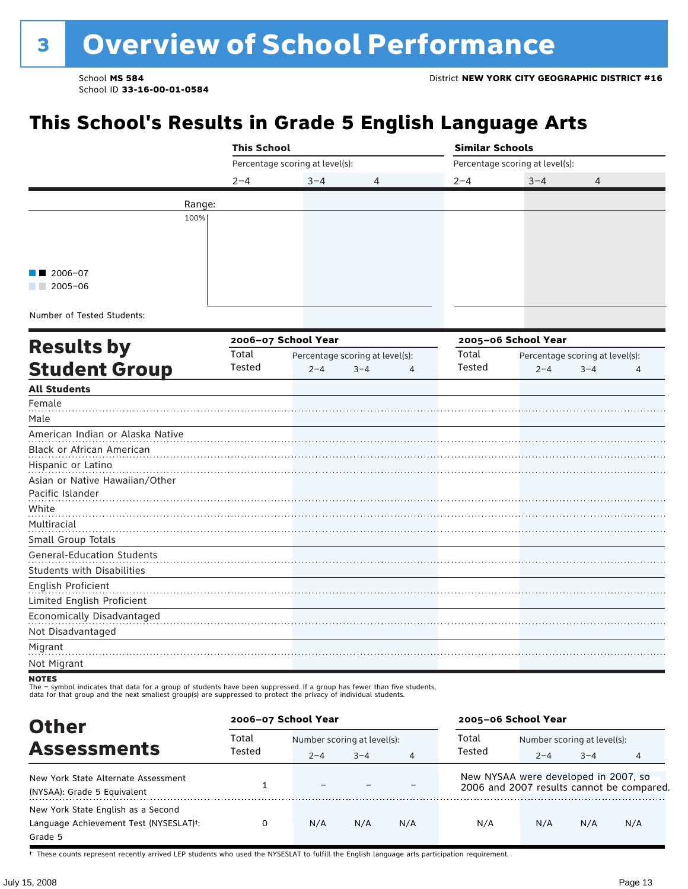# 3 Overview of School Performance

School **MS 584**
School ID **33-16-00-01-0584**

District **NEW YORK CITY GEOGRAPHIC DISTRICT #16**

## This School's Results in Grade 5 English Language Arts

| | This School | | | Similar Schools | | |
|---|---|---|---|---|---|---|
| | Percentage scoring at level(s): | | | Percentage scoring at level(s): | | |
| | 2–4 | 3–4 | 4 | 2–4 | 3–4 | 4 |
| Range: | | | | | | |
| Number of Tested Students: | | | | | | |

■ ■ 2006–07
■ ■ 2005–06

## Results by Student Group

| | 2006–07 School Year | | | | 2005–06 School Year | | | |
|---|---|---|---|---|---|---|---|---|
| | Total Tested | Percentage scoring at level(s): 2–4 | 3–4 | 4 | Total Tested | Percentage scoring at level(s): 2–4 | 3–4 | 4 |
| **All Students** | | | | | | | | |
| Female | | | | | | | | |
| Male | | | | | | | | |
| American Indian or Alaska Native | | | | | | | | |
| Black or African American | | | | | | | | |
| Hispanic or Latino | | | | | | | | |
| Asian or Native Hawaiian/Other Pacific Islander | | | | | | | | |
| White | | | | | | | | |
| Multiracial | | | | | | | | |
| Small Group Totals | | | | | | | | |
| General-Education Students | | | | | | | | |
| Students with Disabilities | | | | | | | | |
| English Proficient | | | | | | | | |
| Limited English Proficient | | | | | | | | |
| Economically Disadvantaged | | | | | | | | |
| Not Disadvantaged | | | | | | | | |
| Migrant | | | | | | | | |
| Not Migrant | | | | | | | | |

**NOTES**
The – symbol indicates that data for a group of students have been suppressed. If a group has fewer than five students, data for that group and the next smallest group(s) are suppressed to protect the privacy of individual students.

## Other Assessments

| | 2006–07 School Year | | | | 2005–06 School Year | | | |
|---|---|---|---|---|---|---|---|---|
| | Total Tested | Number scoring at level(s): 2–4 | 3–4 | 4 | Total Tested | Number scoring at level(s): 2–4 | 3–4 | 4 |
| New York State Alternate Assessment (NYSAA): Grade 5 Equivalent | 1 | – | – | – | New NYSAA were developed in 2007, so 2006 and 2007 results cannot be compared. | | | |
| New York State English as a Second Language Achievement Test (NYSESLAT)†: Grade 5 | 0 | N/A | N/A | N/A | N/A | N/A | N/A | N/A |

† These counts represent recently arrived LEP students who used the NYSESLAT to fulfill the English language arts participation requirement.

July 15, 2008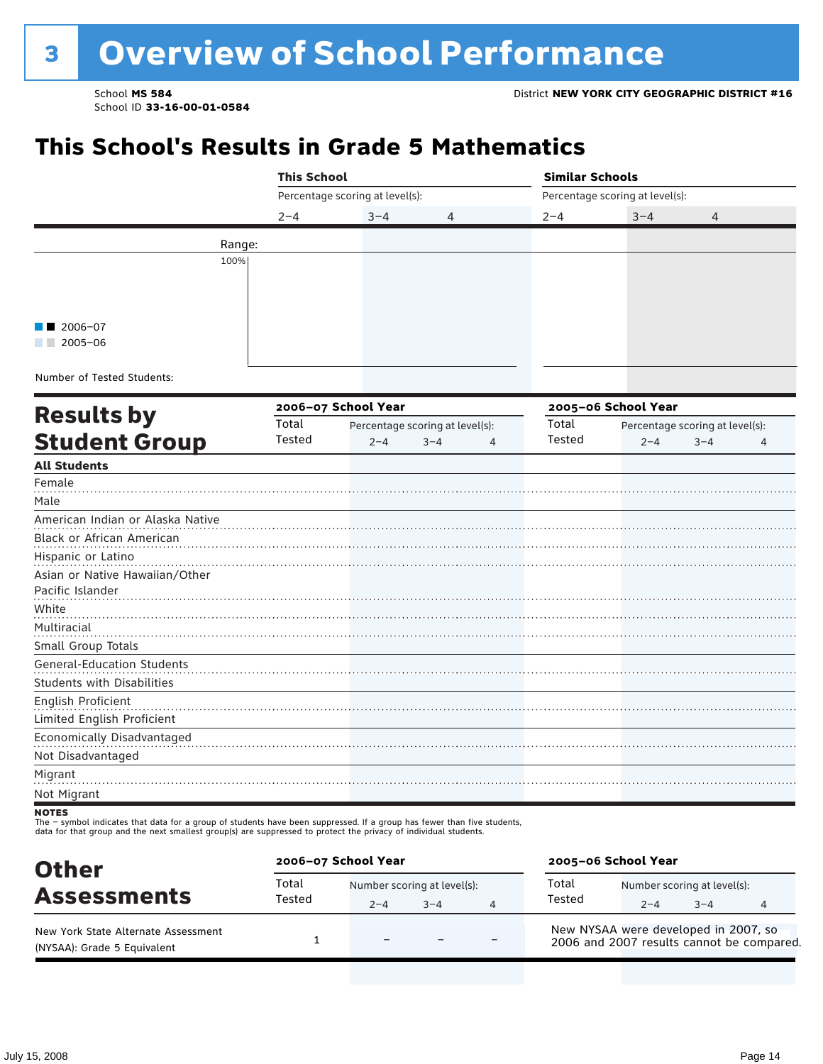# 3 Overview of School Performance

School **MS 584**
School ID **33-16-00-01-0584**

District **NEW YORK CITY GEOGRAPHIC DISTRICT #16**

## This School's Results in Grade 5 Mathematics

| | This School | | | Similar Schools | | |
|---|---|---|---|---|---|---|
| | Percentage scoring at level(s): | | | Percentage scoring at level(s): | | |
| | 2–4 | 3–4 | 4 | 2–4 | 3–4 | 4 |
| Range: | | | | | | |
| Number of Tested Students: | | | | | | |

■■ 2006–07
■■ 2005–06

100%

## Results by Student Group

| | 2006–07 School Year | | | | 2005–06 School Year | | | |
|---|---|---|---|---|---|---|---|---|
| | Total Tested | Percentage scoring at level(s): | | | Total Tested | Percentage scoring at level(s): | | |
| | | 2–4 | 3–4 | 4 | | 2–4 | 3–4 | 4 |
| **All Students** | | | | | | | | |
| Female | | | | | | | | |
| Male | | | | | | | | |
| American Indian or Alaska Native | | | | | | | | |
| Black or African American | | | | | | | | |
| Hispanic or Latino | | | | | | | | |
| Asian or Native Hawaiian/Other Pacific Islander | | | | | | | | |
| White | | | | | | | | |
| Multiracial | | | | | | | | |
| Small Group Totals | | | | | | | | |
| General-Education Students | | | | | | | | |
| Students with Disabilities | | | | | | | | |
| English Proficient | | | | | | | | |
| Limited English Proficient | | | | | | | | |
| Economically Disadvantaged | | | | | | | | |
| Not Disadvantaged | | | | | | | | |
| Migrant | | | | | | | | |
| Not Migrant | | | | | | | | |

**NOTES**
The – symbol indicates that data for a group of students have been suppressed. If a group has fewer than five students, data for that group and the next smallest group(s) are suppressed to protect the privacy of individual students.

## Other Assessments

| | 2006–07 School Year | | | | 2005–06 School Year | | | |
|---|---|---|---|---|---|---|---|---|
| | Total Tested | Number scoring at level(s): | | | Total Tested | Number scoring at level(s): | | |
| | | 2–4 | 3–4 | 4 | | 2–4 | 3–4 | 4 |
| New York State Alternate Assessment (NYSAA): Grade 5 Equivalent | 1 | – | – | – | New NYSAA were developed in 2007, so 2006 and 2007 results cannot be compared. | | | |

July 15, 2008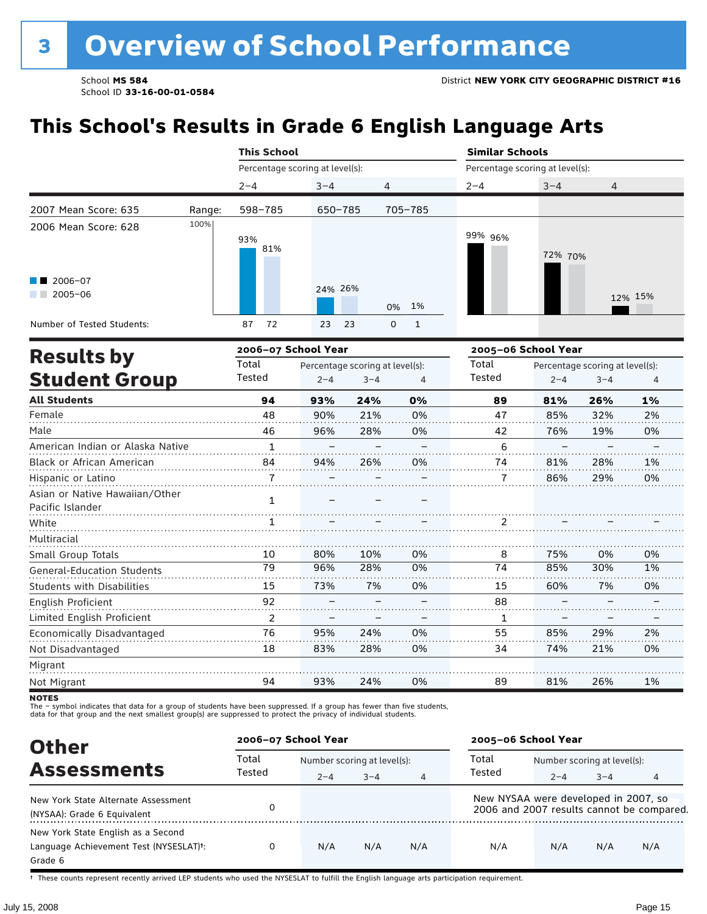# 3 Overview of School Performance

School **MS 584**
School ID **33-16-00-01-0584**

District **NEW YORK CITY GEOGRAPHIC DISTRICT #16**

## This School's Results in Grade 6 English Language Arts

| | This School | | | Similar Schools | | |
|---|---|---|---|---|---|---|
| | Percentage scoring at level(s): | | | Percentage scoring at level(s): | | |
| | 2–4 | 3–4 | 4 | 2–4 | 3–4 | 4 |
| 2007 Mean Score: 635 — Range: | 598–785 | 650–785 | 705–785 | | | |
| 2006 Mean Score: 628 | | | | | | |
| 2006–07 | 93% | 24% | 0% | 99% | 72% | 12% |
| 2005–06 | 81% | 26% | 1% | 96% | 70% | 15% |
| Number of Tested Students (2006–07) | 87 | 23 | 0 | | | |
| Number of Tested Students (2005–06) | 72 | 23 | 1 | | | |

## Results by Student Group

| | 2006–07 School Year | | | | 2005–06 School Year | | | |
|---|---|---|---|---|---|---|---|---|
| | Total Tested | Percentage scoring at level(s): | | | Total Tested | Percentage scoring at level(s): | | |
| | | 2–4 | 3–4 | 4 | | 2–4 | 3–4 | 4 |
| **All Students** | **94** | **93%** | **24%** | **0%** | **89** | **81%** | **26%** | **1%** |
| Female | 48 | 90% | 21% | 0% | 47 | 85% | 32% | 2% |
| Male | 46 | 96% | 28% | 0% | 42 | 76% | 19% | 0% |
| American Indian or Alaska Native | 1 | – | – | – | 6 | – | – | – |
| Black or African American | 84 | 94% | 26% | 0% | 74 | 81% | 28% | 1% |
| Hispanic or Latino | 7 | – | – | – | 7 | 86% | 29% | 0% |
| Asian or Native Hawaiian/Other Pacific Islander | 1 | – | – | – | | | | |
| White | 1 | – | – | – | 2 | – | – | – |
| Multiracial | | | | | | | | |
| Small Group Totals | 10 | 80% | 10% | 0% | 8 | 75% | 0% | 0% |
| General-Education Students | 79 | 96% | 28% | 0% | 74 | 85% | 30% | 1% |
| Students with Disabilities | 15 | 73% | 7% | 0% | 15 | 60% | 7% | 0% |
| English Proficient | 92 | – | – | – | 88 | – | – | – |
| Limited English Proficient | 2 | – | – | – | 1 | – | – | – |
| Economically Disadvantaged | 76 | 95% | 24% | 0% | 55 | 85% | 29% | 2% |
| Not Disadvantaged | 18 | 83% | 28% | 0% | 34 | 74% | 21% | 0% |
| Migrant | | | | | | | | |
| Not Migrant | 94 | 93% | 24% | 0% | 89 | 81% | 26% | 1% |

**NOTES**
The – symbol indicates that data for a group of students have been suppressed. If a group has fewer than five students, data for that group and the next smallest group(s) are suppressed to protect the privacy of individual students.

## Other Assessments

| | 2006–07 School Year | | | | 2005–06 School Year | | | |
|---|---|---|---|---|---|---|---|---|
| | Total Tested | Number scoring at level(s): | | | Total Tested | Number scoring at level(s): | | |
| | | 2–4 | 3–4 | 4 | | 2–4 | 3–4 | 4 |
| New York State Alternate Assessment (NYSAA): Grade 6 Equivalent | 0 | | | | New NYSAA were developed in 2007, so 2006 and 2007 results cannot be compared. | | | |
| New York State English as a Second Language Achievement Test (NYSESLAT)†: Grade 6 | 0 | N/A | N/A | N/A | N/A | N/A | N/A | N/A |

† These counts represent recently arrived LEP students who used the NYSESLAT to fulfill the English language arts participation requirement.

July 15, 2008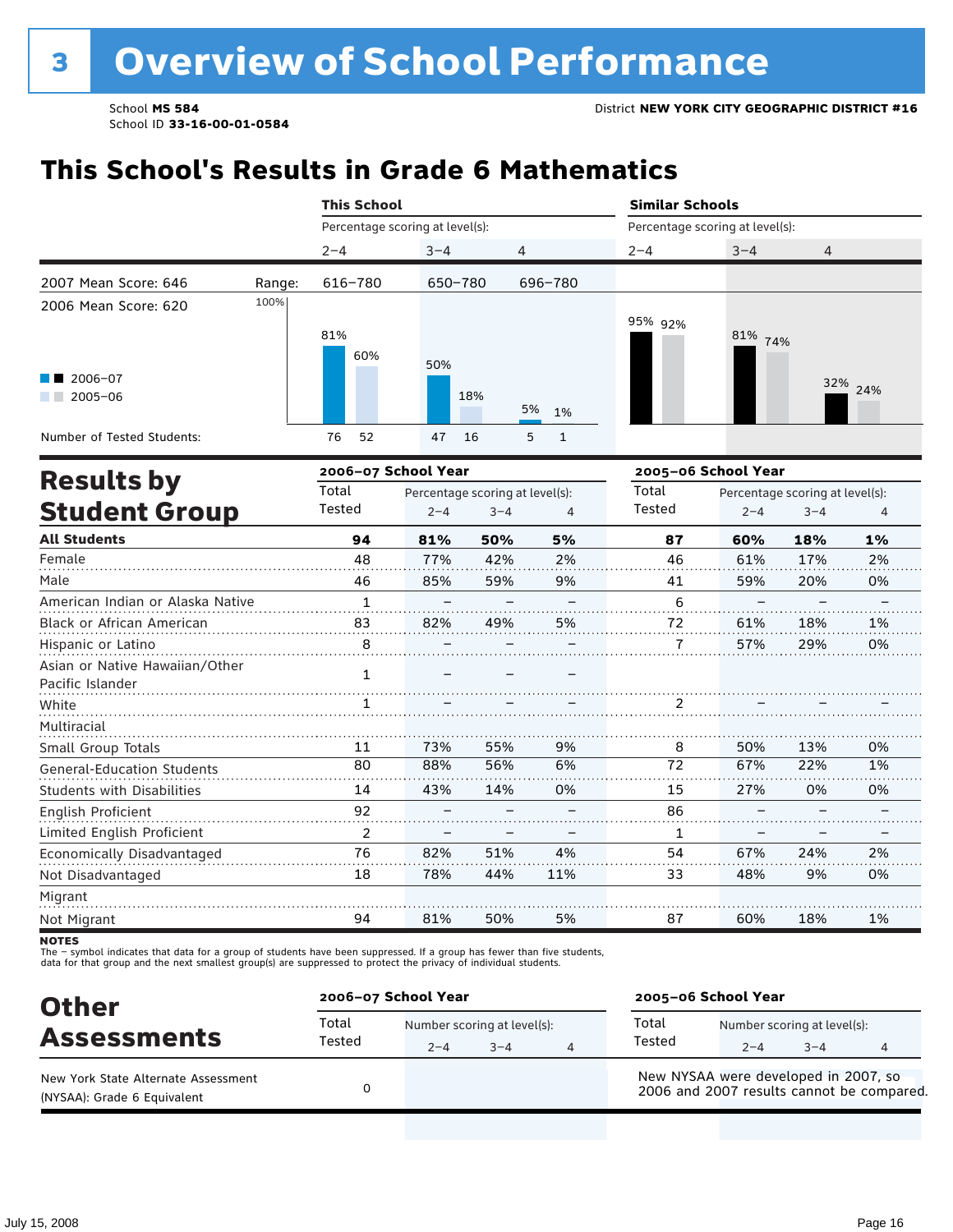# 3 Overview of School Performance

School **MS 584**
School ID **33-16-00-01-0584**

District **NEW YORK CITY GEOGRAPHIC DISTRICT #16**

## This School's Results in Grade 6 Mathematics

| | | This School | | | Similar Schools | | |
|---|---|---|---|---|---|---|---|
| | | Percentage scoring at level(s): | | | Percentage scoring at level(s): | | |
| | | 2–4 | 3–4 | 4 | 2–4 | 3–4 | 4 |
| 2007 Mean Score: 646 | Range: | 616–780 | 650–780 | 696–780 | | | |
| 2006 Mean Score: 620 | | | | | | | |
| 2006–07 | | 81% | 50% | 5% | 95% | 81% | 32% |
| 2005–06 | | 60% | 18% | 1% | 92% | 74% | 24% |
| Number of Tested Students: 2006–07 | | 76 | 47 | 5 | | | |
| Number of Tested Students: 2005–06 | | 52 | 16 | 1 | | | |

## Results by Student Group

| | 2006–07 School Year | | | | 2005–06 School Year | | | |
|---|---|---|---|---|---|---|---|---|
| | Total Tested | Percentage scoring at level(s): 2–4 | 3–4 | 4 | Total Tested | Percentage scoring at level(s): 2–4 | 3–4 | 4 |
| **All Students** | **94** | **81%** | **50%** | **5%** | **87** | **60%** | **18%** | **1%** |
| Female | 48 | 77% | 42% | 2% | 46 | 61% | 17% | 2% |
| Male | 46 | 85% | 59% | 9% | 41 | 59% | 20% | 0% |
| American Indian or Alaska Native | 1 | – | – | – | 6 | – | – | – |
| Black or African American | 83 | 82% | 49% | 5% | 72 | 61% | 18% | 1% |
| Hispanic or Latino | 8 | – | – | – | 7 | 57% | 29% | 0% |
| Asian or Native Hawaiian/Other Pacific Islander | 1 | – | – | – | | | | |
| White | 1 | – | – | – | 2 | – | – | – |
| Multiracial | | | | | | | | |
| Small Group Totals | 11 | 73% | 55% | 9% | 8 | 50% | 13% | 0% |
| General-Education Students | 80 | 88% | 56% | 6% | 72 | 67% | 22% | 1% |
| Students with Disabilities | 14 | 43% | 14% | 0% | 15 | 27% | 0% | 0% |
| English Proficient | 92 | – | – | – | 86 | – | – | – |
| Limited English Proficient | 2 | – | – | – | 1 | – | – | – |
| Economically Disadvantaged | 76 | 82% | 51% | 4% | 54 | 67% | 24% | 2% |
| Not Disadvantaged | 18 | 78% | 44% | 11% | 33 | 48% | 9% | 0% |
| Migrant | | | | | | | | |
| Not Migrant | 94 | 81% | 50% | 5% | 87 | 60% | 18% | 1% |

**NOTES**
The – symbol indicates that data for a group of students have been suppressed. If a group has fewer than five students, data for that group and the next smallest group(s) are suppressed to protect the privacy of individual students.

## Other Assessments

| | 2006–07 School Year | | | | 2005–06 School Year | | | |
|---|---|---|---|---|---|---|---|---|
| | Total Tested | Number scoring at level(s): 2–4 | 3–4 | 4 | Total Tested | Number scoring at level(s): 2–4 | 3–4 | 4 |
| New York State Alternate Assessment (NYSAA): Grade 6 Equivalent | 0 | | | | New NYSAA were developed in 2007, so 2006 and 2007 results cannot be compared. | | | |

July 15, 2008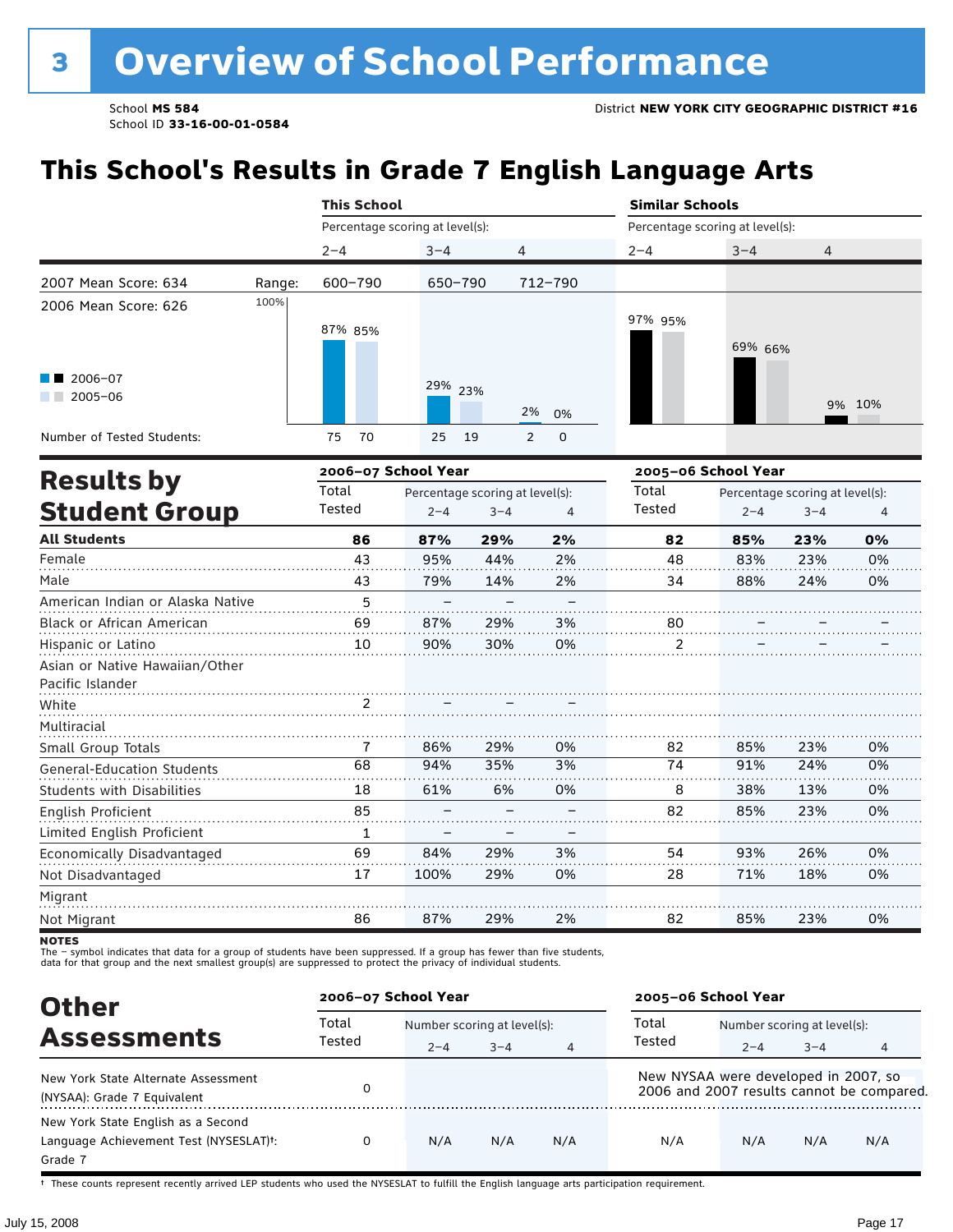# 3 Overview of School Performance

School **MS 584**
School ID **33-16-00-01-0584**

District **NEW YORK CITY GEOGRAPHIC DISTRICT #16**

## This School's Results in Grade 7 English Language Arts

| | This School | | | Similar Schools | | |
|---|---|---|---|---|---|---|
| | Percentage scoring at level(s): | | | Percentage scoring at level(s): | | |
| | 2–4 | 3–4 | 4 | 2–4 | 3–4 | 4 |
| Range: | 600–790 | 650–790 | 712–790 | | | |
| 2006–07 | 87% | 29% | 2% | 97% | 69% | 9% |
| 2005–06 | 85% | 23% | 0% | 95% | 66% | 10% |
| Number of Tested Students: 2006–07 | 75 | 25 | 2 | | | |
| Number of Tested Students: 2005–06 | 70 | 19 | 0 | | | |

2007 Mean Score: 634
2006 Mean Score: 626

## Results by Student Group

| | 2006–07 School Year | | | | 2005–06 School Year | | | |
|---|---|---|---|---|---|---|---|---|
| | Total Tested | Percentage scoring at level(s): 2–4 | 3–4 | 4 | Total Tested | Percentage scoring at level(s): 2–4 | 3–4 | 4 |
| **All Students** | **86** | **87%** | **29%** | **2%** | **82** | **85%** | **23%** | **0%** |
| Female | 43 | 95% | 44% | 2% | 48 | 83% | 23% | 0% |
| Male | 43 | 79% | 14% | 2% | 34 | 88% | 24% | 0% |
| American Indian or Alaska Native | 5 | – | – | – | | | | |
| Black or African American | 69 | 87% | 29% | 3% | 80 | – | – | – |
| Hispanic or Latino | 10 | 90% | 30% | 0% | 2 | – | – | – |
| Asian or Native Hawaiian/Other Pacific Islander | | | | | | | | |
| White | 2 | – | – | – | | | | |
| Multiracial | | | | | | | | |
| Small Group Totals | 7 | 86% | 29% | 0% | 82 | 85% | 23% | 0% |
| General-Education Students | 68 | 94% | 35% | 3% | 74 | 91% | 24% | 0% |
| Students with Disabilities | 18 | 61% | 6% | 0% | 8 | 38% | 13% | 0% |
| English Proficient | 85 | – | – | – | 82 | 85% | 23% | 0% |
| Limited English Proficient | 1 | – | – | – | | | | |
| Economically Disadvantaged | 69 | 84% | 29% | 3% | 54 | 93% | 26% | 0% |
| Not Disadvantaged | 17 | 100% | 29% | 0% | 28 | 71% | 18% | 0% |
| Migrant | | | | | | | | |
| Not Migrant | 86 | 87% | 29% | 2% | 82 | 85% | 23% | 0% |

**NOTES**
The – symbol indicates that data for a group of students have been suppressed. If a group has fewer than five students, data for that group and the next smallest group(s) are suppressed to protect the privacy of individual students.

## Other Assessments

| | 2006–07 School Year | | | | 2005–06 School Year | | | |
|---|---|---|---|---|---|---|---|---|
| | Total Tested | Number scoring at level(s): 2–4 | 3–4 | 4 | Total Tested | Number scoring at level(s): 2–4 | 3–4 | 4 |
| New York State Alternate Assessment (NYSAA): Grade 7 Equivalent | 0 | | | | New NYSAA were developed in 2007, so 2006 and 2007 results cannot be compared. | | | |
| New York State English as a Second Language Achievement Test (NYSESLAT)†: Grade 7 | 0 | N/A | N/A | N/A | N/A | N/A | N/A | N/A |

† These counts represent recently arrived LEP students who used the NYSESLAT to fulfill the English language arts participation requirement.

July 15, 2008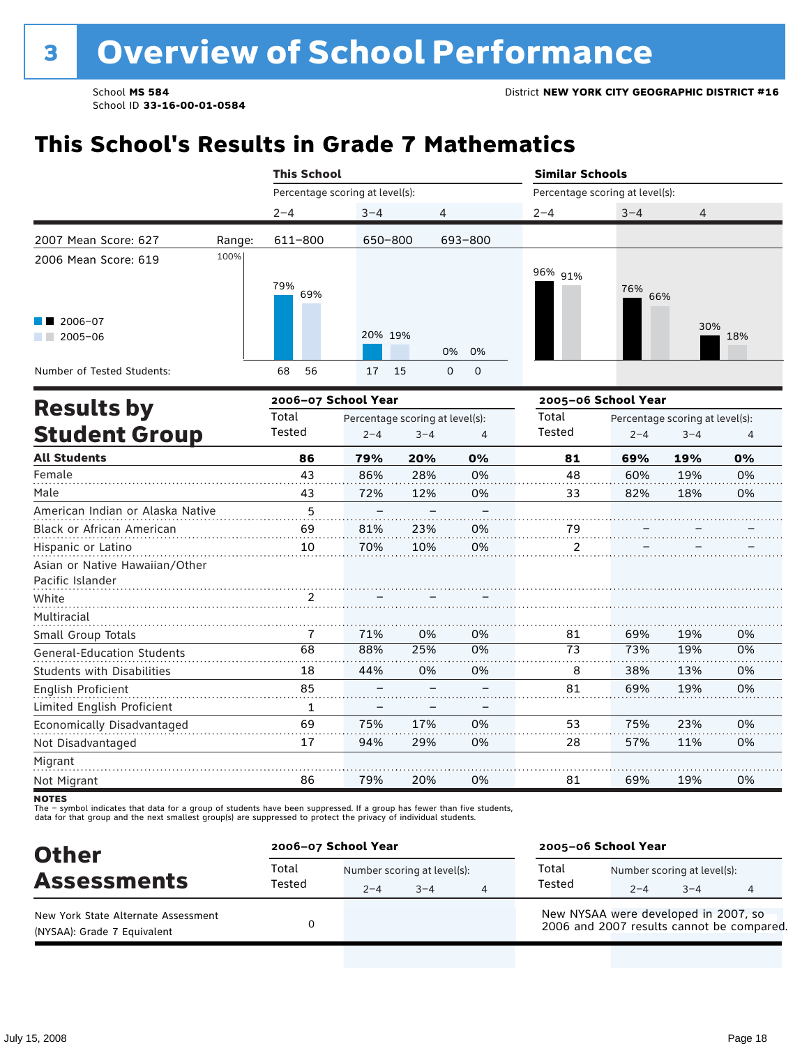# 3 Overview of School Performance

School **MS 584**
School ID **33-16-00-01-0584**

District **NEW YORK CITY GEOGRAPHIC DISTRICT #16**

## This School's Results in Grade 7 Mathematics

| | | This School | | | Similar Schools | | |
|---|---|---|---|---|---|---|---|
| | | Percentage scoring at level(s): | | | Percentage scoring at level(s): | | |
| | | 2–4 | 3–4 | 4 | 2–4 | 3–4 | 4 |
| 2007 Mean Score: 627 | Range: | 611–800 | 650–800 | 693–800 | | | |
| 2006 Mean Score: 619 | | | | | | | |
| 2006–07 | | 79% | 20% | 0% | 96% | 76% | 30% |
| 2005–06 | | 69% | 19% | 0% | 91% | 66% | 18% |
| Number of Tested Students: 2006–07 | | 68 | 17 | 0 | | | |
| Number of Tested Students: 2005–06 | | 56 | 15 | 0 | | | |

## Results by Student Group

| | 2006–07 School Year | | | | 2005–06 School Year | | | |
|---|---|---|---|---|---|---|---|---|
| | Total Tested | Percentage scoring at level(s): 2–4 | 3–4 | 4 | Total Tested | Percentage scoring at level(s): 2–4 | 3–4 | 4 |
| **All Students** | **86** | **79%** | **20%** | **0%** | **81** | **69%** | **19%** | **0%** |
| Female | 43 | 86% | 28% | 0% | 48 | 60% | 19% | 0% |
| Male | 43 | 72% | 12% | 0% | 33 | 82% | 18% | 0% |
| American Indian or Alaska Native | 5 | – | – | – | | | | |
| Black or African American | 69 | 81% | 23% | 0% | 79 | – | – | – |
| Hispanic or Latino | 10 | 70% | 10% | 0% | 2 | – | – | – |
| Asian or Native Hawaiian/Other Pacific Islander | | | | | | | | |
| White | 2 | – | – | – | | | | |
| Multiracial | | | | | | | | |
| Small Group Totals | 7 | 71% | 0% | 0% | 81 | 69% | 19% | 0% |
| General-Education Students | 68 | 88% | 25% | 0% | 73 | 73% | 19% | 0% |
| Students with Disabilities | 18 | 44% | 0% | 0% | 8 | 38% | 13% | 0% |
| English Proficient | 85 | – | – | – | 81 | 69% | 19% | 0% |
| Limited English Proficient | 1 | – | – | – | | | | |
| Economically Disadvantaged | 69 | 75% | 17% | 0% | 53 | 75% | 23% | 0% |
| Not Disadvantaged | 17 | 94% | 29% | 0% | 28 | 57% | 11% | 0% |
| Migrant | | | | | | | | |
| Not Migrant | 86 | 79% | 20% | 0% | 81 | 69% | 19% | 0% |

**NOTES**
The – symbol indicates that data for a group of students have been suppressed. If a group has fewer than five students, data for that group and the next smallest group(s) are suppressed to protect the privacy of individual students.

## Other Assessments

| | 2006–07 School Year | | | | 2005–06 School Year | | | |
|---|---|---|---|---|---|---|---|---|
| | Total Tested | Number scoring at level(s): 2–4 | 3–4 | 4 | Total Tested | Number scoring at level(s): 2–4 | 3–4 | 4 |
| New York State Alternate Assessment (NYSAA): Grade 7 Equivalent | 0 | | | | New NYSAA were developed in 2007, so 2006 and 2007 results cannot be compared. | | | |

July 15, 2008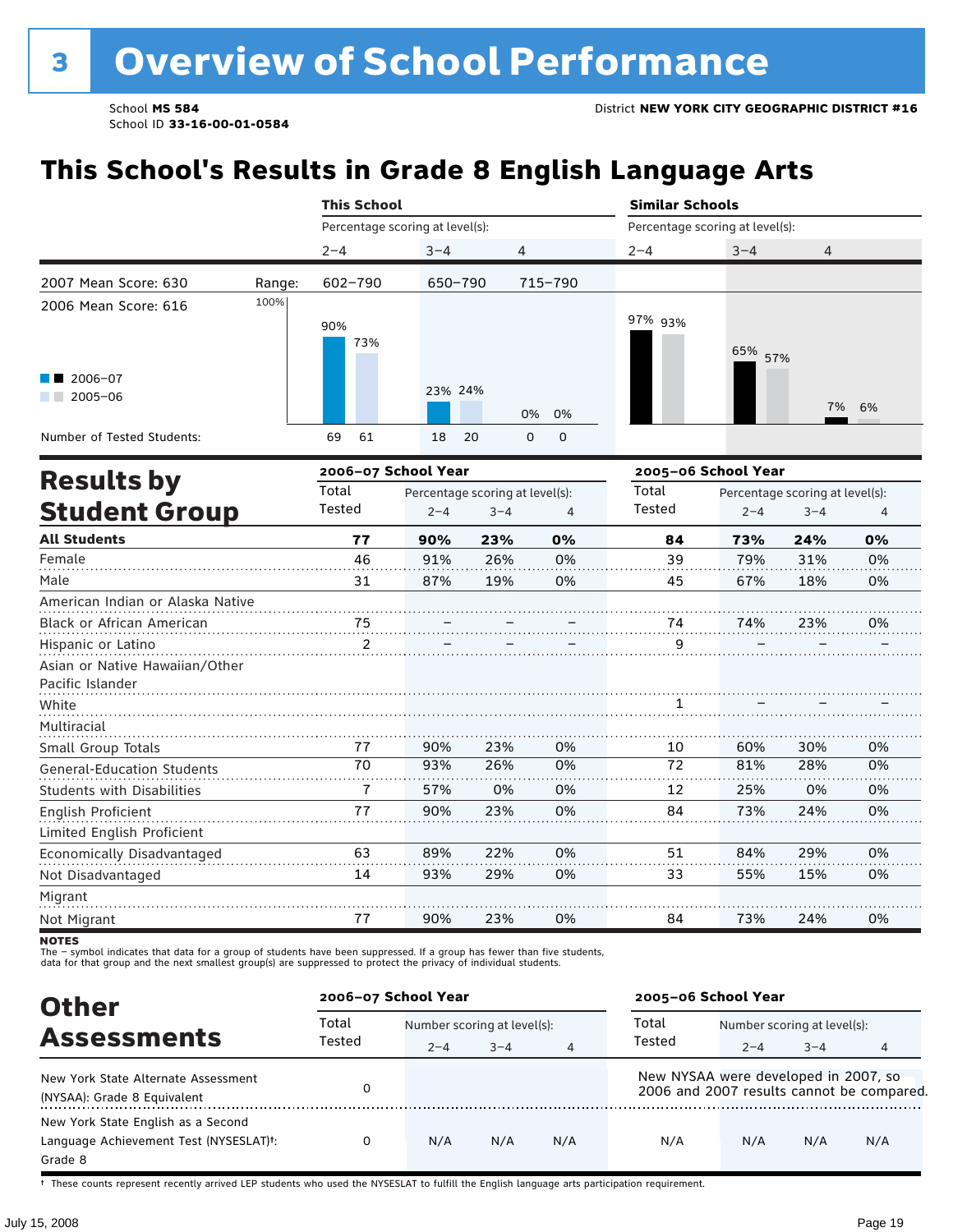# 3 Overview of School Performance

School **MS 584**
School ID **33-16-00-01-0584**

District **NEW YORK CITY GEOGRAPHIC DISTRICT #16**

## This School's Results in Grade 8 English Language Arts

| | | This School | | | Similar Schools | | |
|---|---|---|---|---|---|---|---|
| | | Percentage scoring at level(s): | | | Percentage scoring at level(s): | | |
| | | 2–4 | 3–4 | 4 | 2–4 | 3–4 | 4 |
| 2007 Mean Score: 630 | Range: | 602–790 | 650–790 | 715–790 | | | |
| 2006 Mean Score: 616 | 2006–07 | 90% | 23% | 0% | 97% | 65% | 7% |
| | 2005–06 | 73% | 24% | 0% | 93% | 57% | 6% |
| Number of Tested Students: | 2006–07 | 69 | 18 | 0 | | | |
| | 2005–06 | 61 | 20 | 0 | | | |

## Results by Student Group

| | 2006–07 School Year | | | | 2005–06 School Year | | | |
|---|---|---|---|---|---|---|---|---|
| | Total Tested | Percentage scoring at level(s): 2–4 | 3–4 | 4 | Total Tested | Percentage scoring at level(s): 2–4 | 3–4 | 4 |
| **All Students** | **77** | **90%** | **23%** | **0%** | **84** | **73%** | **24%** | **0%** |
| Female | 46 | 91% | 26% | 0% | 39 | 79% | 31% | 0% |
| Male | 31 | 87% | 19% | 0% | 45 | 67% | 18% | 0% |
| American Indian or Alaska Native | | | | | | | | |
| Black or African American | 75 | – | – | – | 74 | 74% | 23% | 0% |
| Hispanic or Latino | 2 | – | – | – | 9 | – | – | – |
| Asian or Native Hawaiian/Other Pacific Islander | | | | | | | | |
| White | | | | | 1 | – | – | – |
| Multiracial | | | | | | | | |
| Small Group Totals | 77 | 90% | 23% | 0% | 10 | 60% | 30% | 0% |
| General-Education Students | 70 | 93% | 26% | 0% | 72 | 81% | 28% | 0% |
| Students with Disabilities | 7 | 57% | 0% | 0% | 12 | 25% | 0% | 0% |
| English Proficient | 77 | 90% | 23% | 0% | 84 | 73% | 24% | 0% |
| Limited English Proficient | | | | | | | | |
| Economically Disadvantaged | 63 | 89% | 22% | 0% | 51 | 84% | 29% | 0% |
| Not Disadvantaged | 14 | 93% | 29% | 0% | 33 | 55% | 15% | 0% |
| Migrant | | | | | | | | |
| Not Migrant | 77 | 90% | 23% | 0% | 84 | 73% | 24% | 0% |

**NOTES**
The – symbol indicates that data for a group of students have been suppressed. If a group has fewer than five students, data for that group and the next smallest group(s) are suppressed to protect the privacy of individual students.

## Other Assessments

| | 2006–07 School Year | | | | 2005–06 School Year | | | |
|---|---|---|---|---|---|---|---|---|
| | Total Tested | Number scoring at level(s): 2–4 | 3–4 | 4 | Total Tested | Number scoring at level(s): 2–4 | 3–4 | 4 |
| New York State Alternate Assessment (NYSAA): Grade 8 Equivalent | 0 | | | | New NYSAA were developed in 2007, so 2006 and 2007 results cannot be compared. | | | |
| New York State English as a Second Language Achievement Test (NYSESLAT)†: Grade 8 | 0 | N/A | N/A | N/A | N/A | N/A | N/A | N/A |

† These counts represent recently arrived LEP students who used the NYSESLAT to fulfill the English language arts participation requirement.

July 15, 2008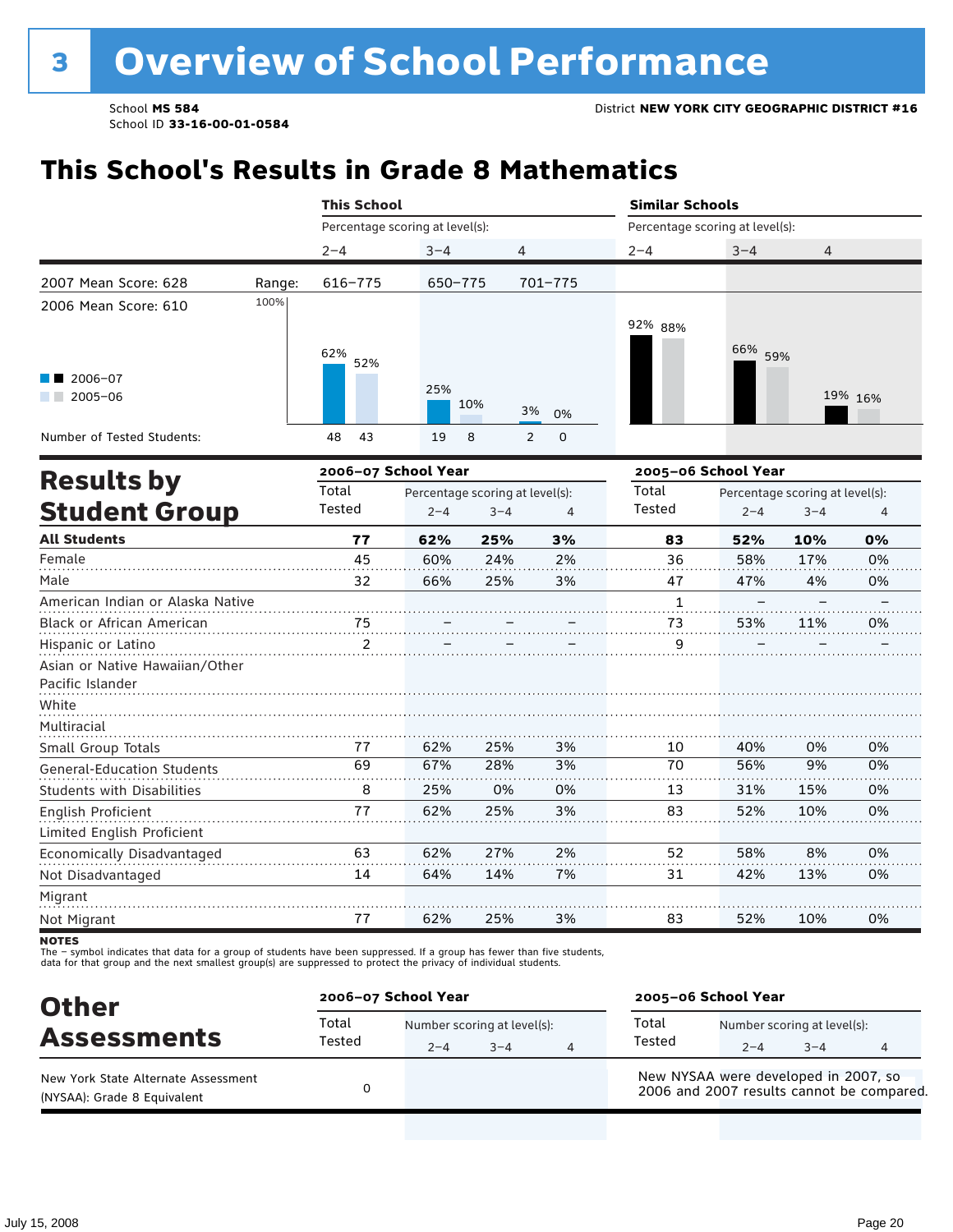# 3 Overview of School Performance

School **MS 584**
School ID **33-16-00-01-0584**

District **NEW YORK CITY GEOGRAPHIC DISTRICT #16**

## This School's Results in Grade 8 Mathematics

| | This School | | | Similar Schools | | |
|---|---|---|---|---|---|---|
| | Percentage scoring at level(s): | | | Percentage scoring at level(s): | | |
| | 2–4 | 3–4 | 4 | 2–4 | 3–4 | 4 |
| 2007 Mean Score: 628 — Range: | 616–775 | 650–775 | 701–775 | | | |
| 2006–07 | 62% | 25% | 3% | 92% | 66% | 19% |
| 2005–06 | 52% | 10% | 0% | 88% | 59% | 16% |
| Number of Tested Students (2006–07) | 48 | 19 | 2 | | | |
| Number of Tested Students (2005–06) | 43 | 8 | 0 | | | |

2006 Mean Score: 610

## Results by Student Group

| | 2006–07 School Year | | | | 2005–06 School Year | | | |
|---|---|---|---|---|---|---|---|---|
| | Total Tested | Percentage scoring at level(s): | | | Total Tested | Percentage scoring at level(s): | | |
| | | 2–4 | 3–4 | 4 | | 2–4 | 3–4 | 4 |
| **All Students** | **77** | **62%** | **25%** | **3%** | **83** | **52%** | **10%** | **0%** |
| Female | 45 | 60% | 24% | 2% | 36 | 58% | 17% | 0% |
| Male | 32 | 66% | 25% | 3% | 47 | 47% | 4% | 0% |
| American Indian or Alaska Native | | | | | 1 | – | – | – |
| Black or African American | 75 | – | – | – | 73 | 53% | 11% | 0% |
| Hispanic or Latino | 2 | – | – | – | 9 | – | – | – |
| Asian or Native Hawaiian/Other Pacific Islander | | | | | | | | |
| White | | | | | | | | |
| Multiracial | | | | | | | | |
| Small Group Totals | 77 | 62% | 25% | 3% | 10 | 40% | 0% | 0% |
| General-Education Students | 69 | 67% | 28% | 3% | 70 | 56% | 9% | 0% |
| Students with Disabilities | 8 | 25% | 0% | 0% | 13 | 31% | 15% | 0% |
| English Proficient | 77 | 62% | 25% | 3% | 83 | 52% | 10% | 0% |
| Limited English Proficient | | | | | | | | |
| Economically Disadvantaged | 63 | 62% | 27% | 2% | 52 | 58% | 8% | 0% |
| Not Disadvantaged | 14 | 64% | 14% | 7% | 31 | 42% | 13% | 0% |
| Migrant | | | | | | | | |
| Not Migrant | 77 | 62% | 25% | 3% | 83 | 52% | 10% | 0% |

**NOTES**
The – symbol indicates that data for a group of students have been suppressed. If a group has fewer than five students, data for that group and the next smallest group(s) are suppressed to protect the privacy of individual students.

## Other Assessments

| | 2006–07 School Year | | | | 2005–06 School Year | | | |
|---|---|---|---|---|---|---|---|---|
| | Total Tested | Number scoring at level(s): | | | Total Tested | Number scoring at level(s): | | |
| | | 2–4 | 3–4 | 4 | | 2–4 | 3–4 | 4 |
| New York State Alternate Assessment (NYSAA): Grade 8 Equivalent | 0 | | | | New NYSAA were developed in 2007, so 2006 and 2007 results cannot be compared. | | | |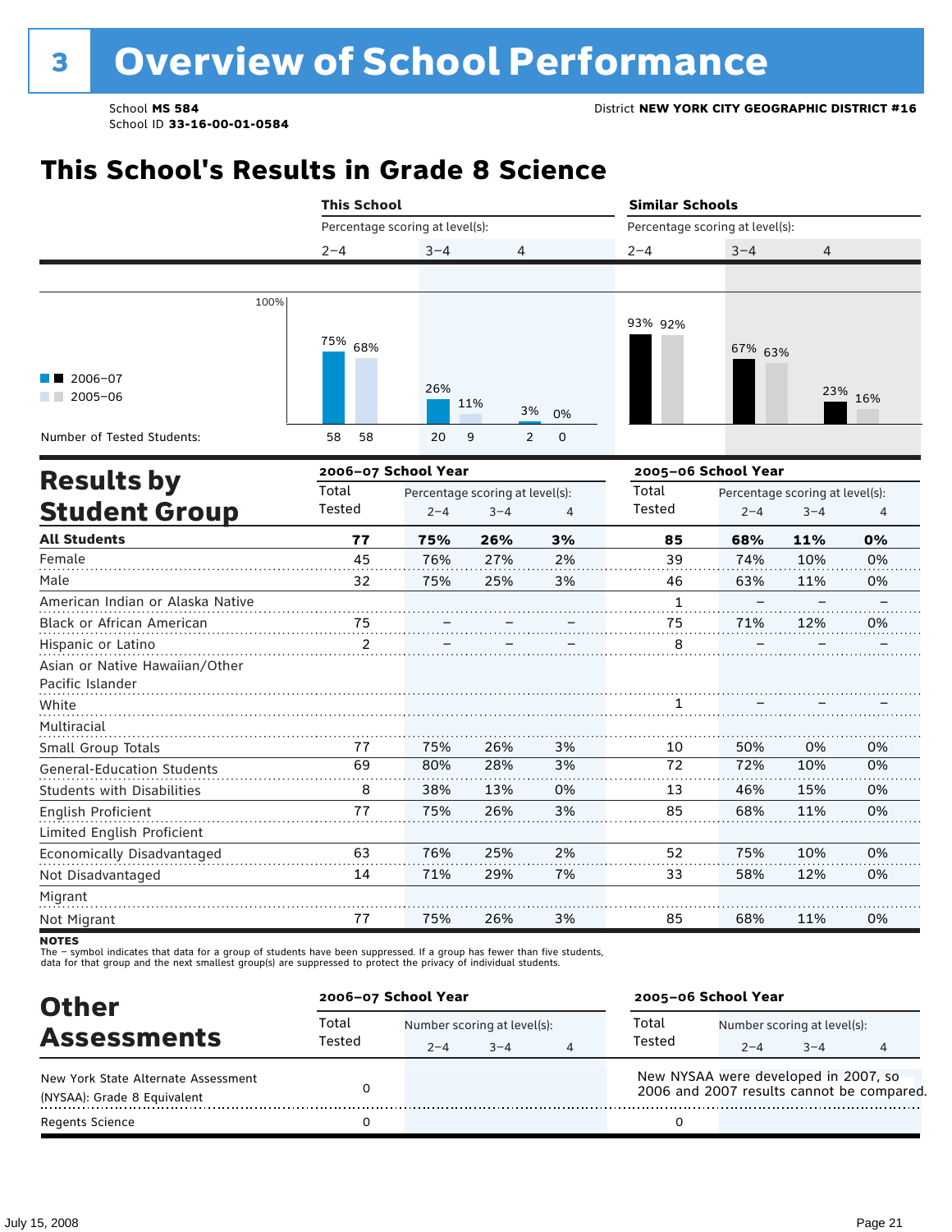# 3 Overview of School Performance

School **MS 584**
School ID **33-16-00-01-0584**

District **NEW YORK CITY GEOGRAPHIC DISTRICT #16**

## This School's Results in Grade 8 Science

**This School**
Percentage scoring at level(s):
2–4 3–4 4

**Similar Schools**
Percentage scoring at level(s):
2–4 3–4 4

100%

2006–07
2005–06

75% 68% 26% 11% 3% 0%

93% 92% 67% 63% 23% 16%

Number of Tested Students: 58 58 20 9 2 0

## Results by Student Group

| | 2006–07 School Year | | | | 2005–06 School Year | | | |
|---|---|---|---|---|---|---|---|---|
| | Total Tested | Percentage scoring at level(s): 2–4 | 3–4 | 4 | Total Tested | Percentage scoring at level(s): 2–4 | 3–4 | 4 |
| **All Students** | **77** | **75%** | **26%** | **3%** | **85** | **68%** | **11%** | **0%** |
| Female | 45 | 76% | 27% | 2% | 39 | 74% | 10% | 0% |
| Male | 32 | 75% | 25% | 3% | 46 | 63% | 11% | 0% |
| American Indian or Alaska Native | | | | | 1 | – | – | – |
| Black or African American | 75 | – | – | – | 75 | 71% | 12% | 0% |
| Hispanic or Latino | 2 | – | – | – | 8 | – | – | – |
| Asian or Native Hawaiian/Other Pacific Islander | | | | | | | | |
| White | | | | | 1 | – | – | – |
| Multiracial | | | | | | | | |
| Small Group Totals | 77 | 75% | 26% | 3% | 10 | 50% | 0% | 0% |
| General-Education Students | 69 | 80% | 28% | 3% | 72 | 72% | 10% | 0% |
| Students with Disabilities | 8 | 38% | 13% | 0% | 13 | 46% | 15% | 0% |
| English Proficient | 77 | 75% | 26% | 3% | 85 | 68% | 11% | 0% |
| Limited English Proficient | | | | | | | | |
| Economically Disadvantaged | 63 | 76% | 25% | 2% | 52 | 75% | 10% | 0% |
| Not Disadvantaged | 14 | 71% | 29% | 7% | 33 | 58% | 12% | 0% |
| Migrant | | | | | | | | |
| Not Migrant | 77 | 75% | 26% | 3% | 85 | 68% | 11% | 0% |

**NOTES**
The – symbol indicates that data for a group of students have been suppressed. If a group has fewer than five students, data for that group and the next smallest group(s) are suppressed to protect the privacy of individual students.

## Other Assessments

| | 2006–07 School Year | | | | 2005–06 School Year | | | |
|---|---|---|---|---|---|---|---|---|
| | Total Tested | Number scoring at level(s): 2–4 | 3–4 | 4 | Total Tested | Number scoring at level(s): 2–4 | 3–4 | 4 |
| New York State Alternate Assessment (NYSAA): Grade 8 Equivalent | 0 | | | | New NYSAA were developed in 2007, so 2006 and 2007 results cannot be compared. | | | |
| Regents Science | 0 | | | | 0 | | | |